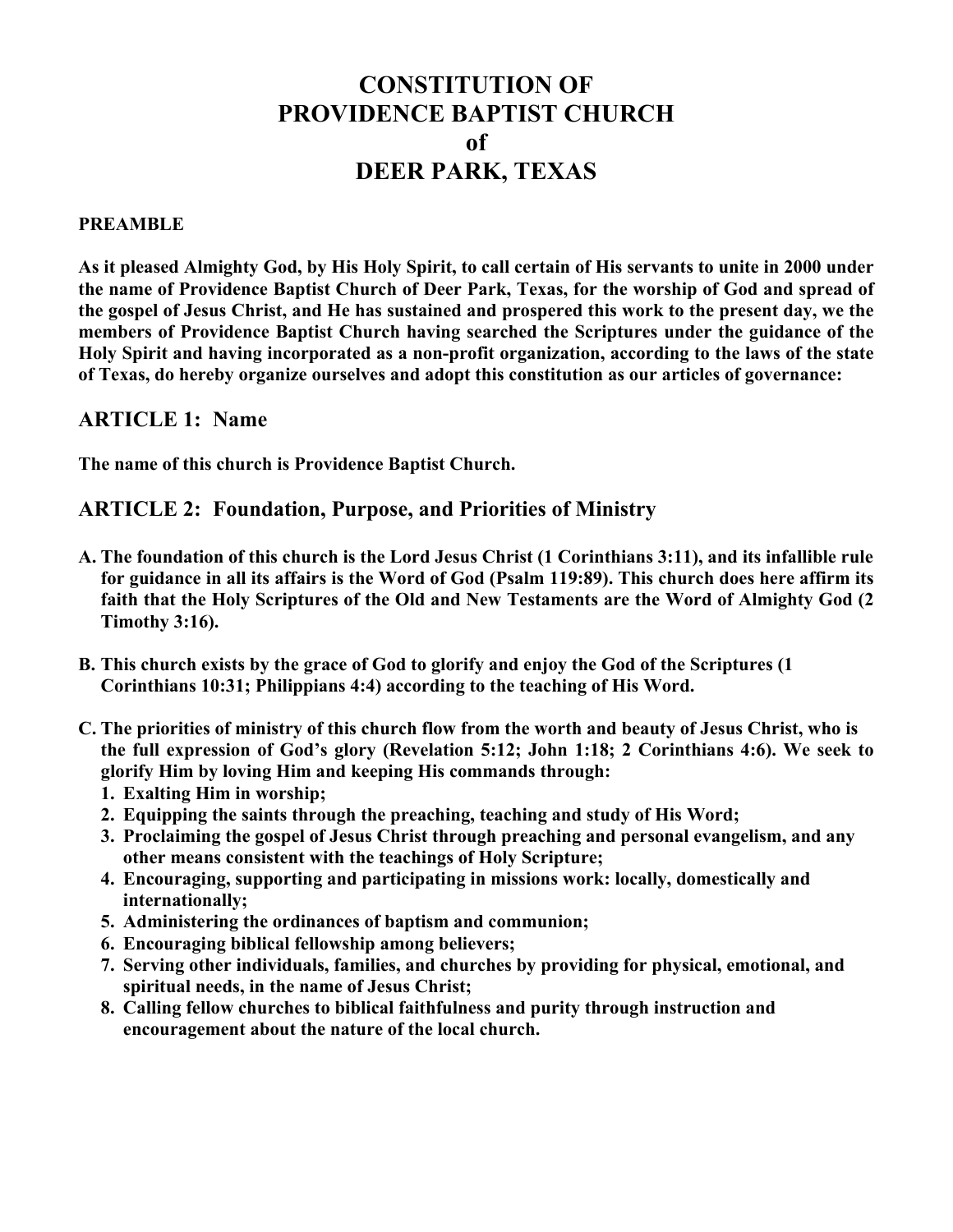# CONSTITUTION OF PROVIDENCE BAPTIST CHURCH of DEER PARK, TEXAS

**PREAMBLE**

**As it pleased Almighty God, by His Holy Spirit, to call certain of His servants to unite in 2000 under the name of Providence Baptist Church of Deer Park, Texas, for the worship of God and spread of the gospel of Jesus Christ, and He has sustained and prospered this work to the present day, we the members of Providence Baptist Church having searched the Scriptures under the guidance of the Holy Spirit and having incorporated as a non-profit organization, according to the laws of the state of Texas, do hereby organize ourselves and adopt this constitution as our articles of governance:**

## ARTICLE 1: Name

**The name of this church is Providence Baptist Church.**

## ARTICLE 2: Foundation, Purpose, and Priorities of Ministry

**A. The foundation of this church is the Lord Jesus Christ (1 Corinthians 3:11), and its infallible rule for guidance in all its affairs is the Word of God (Psalm 119:89). This church does here affirm its faith that the Holy Scriptures of the Old and New Testaments are the Word of Almighty God (2 Timothy 3:16).**

**B. This church exists by the grace of God to glorify and enjoy the God of the Scriptures (1 Corinthians 10:31; Philippians 4:4) according to the teaching of His Word.**

**C. The priorities of ministry of this church flow from the worth and beauty of Jesus Christ, who is the full expression of God's glory (Revelation 5:12; John 1:18; 2 Corinthians 4:6). We seek to glorify Him by loving Him and keeping His commands through:**

1. **Exalting Him in worship;**
2. **Equipping the saints through the preaching, teaching and study of His Word;**
3. **Proclaiming the gospel of Jesus Christ through preaching and personal evangelism, and any other means consistent with the teachings of Holy Scripture;**
4. **Encouraging, supporting and participating in missions work: locally, domestically and internationally;**
5. **Administering the ordinances of baptism and communion;**
6. **Encouraging biblical fellowship among believers;**
7. **Serving other individuals, families, and churches by providing for physical, emotional, and spiritual needs, in the name of Jesus Christ;**
8. **Calling fellow churches to biblical faithfulness and purity through instruction and encouragement about the nature of the local church.**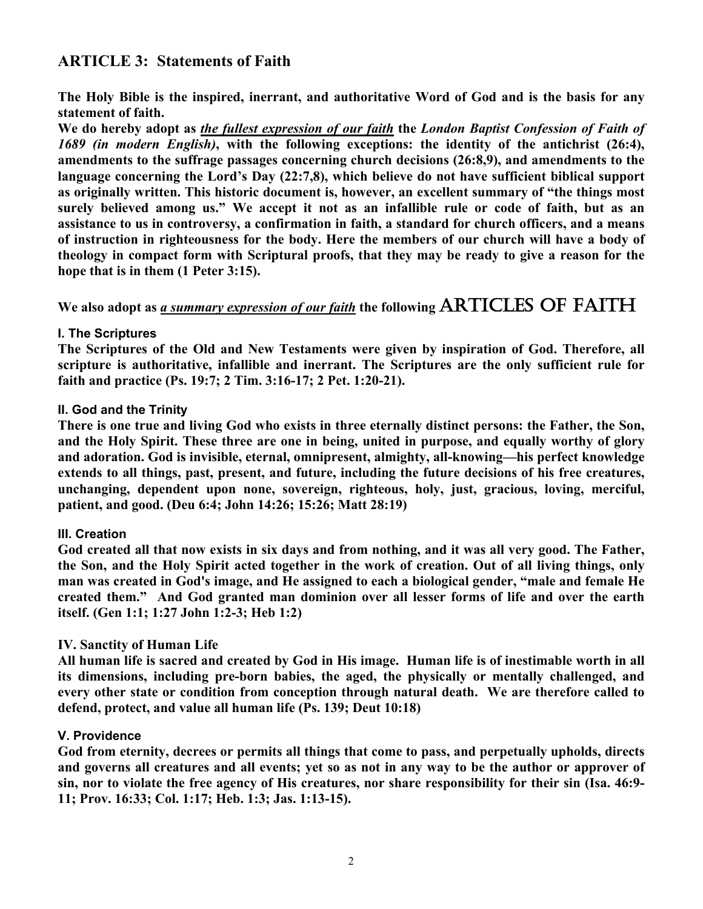## ARTICLE 3: Statements of Faith

**The Holy Bible is the inspired, inerrant, and authoritative Word of God and is the basis for any statement of faith.**

**We do hereby adopt as *<u>the fullest expression of our faith</u>* the *London Baptist Confession of Faith of 1689 (in modern English)*, with the following exceptions: the identity of the antichrist (26:4), amendments to the suffrage passages concerning church decisions (26:8,9), and amendments to the language concerning the Lord's Day (22:7,8), which believe do not have sufficient biblical support as originally written. This historic document is, however, an excellent summary of "the things most surely believed among us." We accept it not as an infallible rule or code of faith, but as an assistance to us in controversy, a confirmation in faith, a standard for church officers, and a means of instruction in righteousness for the body. Here the members of our church will have a body of theology in compact form with Scriptural proofs, that they may be ready to give a reason for the hope that is in them (1 Peter 3:15).**

**We also adopt as *<u>a summary expression of our faith</u>* the following ARTICLES OF FAITH**

### I. The Scriptures

**The Scriptures of the Old and New Testaments were given by inspiration of God. Therefore, all scripture is authoritative, infallible and inerrant. The Scriptures are the only sufficient rule for faith and practice (Ps. 19:7; 2 Tim. 3:16-17; 2 Pet. 1:20-21).**

### II. God and the Trinity

**There is one true and living God who exists in three eternally distinct persons: the Father, the Son, and the Holy Spirit. These three are one in being, united in purpose, and equally worthy of glory and adoration. God is invisible, eternal, omnipresent, almighty, all-knowing—his perfect knowledge extends to all things, past, present, and future, including the future decisions of his free creatures, unchanging, dependent upon none, sovereign, righteous, holy, just, gracious, loving, merciful, patient, and good. (Deu 6:4; John 14:26; 15:26; Matt 28:19)**

### III. Creation

**God created all that now exists in six days and from nothing, and it was all very good. The Father, the Son, and the Holy Spirit acted together in the work of creation. Out of all living things, only man was created in God's image, and He assigned to each a biological gender, "male and female He created them." And God granted man dominion over all lesser forms of life and over the earth itself. (Gen 1:1; 1:27 John 1:2-3; Heb 1:2)**

### IV. Sanctity of Human Life

**All human life is sacred and created by God in His image. Human life is of inestimable worth in all its dimensions, including pre-born babies, the aged, the physically or mentally challenged, and every other state or condition from conception through natural death. We are therefore called to defend, protect, and value all human life (Ps. 139; Deut 10:18)**

### V. Providence

**God from eternity, decrees or permits all things that come to pass, and perpetually upholds, directs and governs all creatures and all events; yet so as not in any way to be the author or approver of sin, nor to violate the free agency of His creatures, nor share responsibility for their sin (Isa. 46:9-11; Prov. 16:33; Col. 1:17; Heb. 1:3; Jas. 1:13-15).**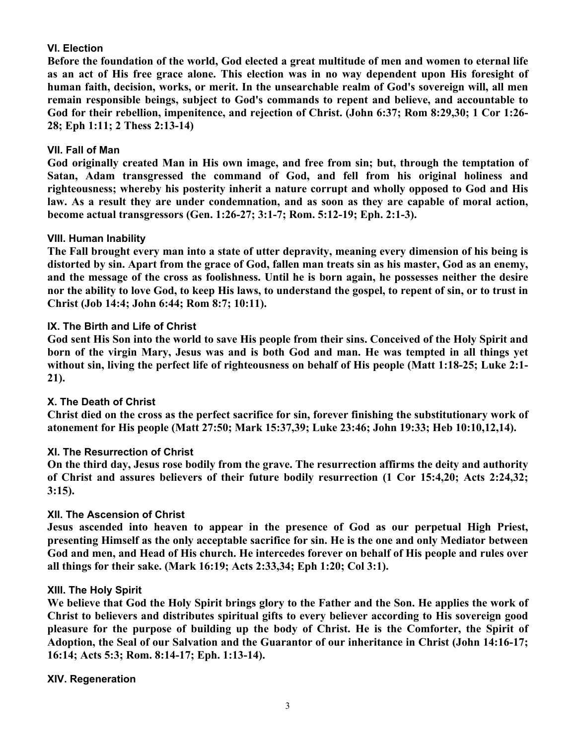### VI. Election

**Before the foundation of the world, God elected a great multitude of men and women to eternal life as an act of His free grace alone. This election was in no way dependent upon His foresight of human faith, decision, works, or merit. In the unsearchable realm of God's sovereign will, all men remain responsible beings, subject to God's commands to repent and believe, and accountable to God for their rebellion, impenitence, and rejection of Christ. (John 6:37; Rom 8:29,30; 1 Cor 1:26-28; Eph 1:11; 2 Thess 2:13-14)**

### VII. Fall of Man

**God originally created Man in His own image, and free from sin; but, through the temptation of Satan, Adam transgressed the command of God, and fell from his original holiness and righteousness; whereby his posterity inherit a nature corrupt and wholly opposed to God and His law. As a result they are under condemnation, and as soon as they are capable of moral action, become actual transgressors (Gen. 1:26-27; 3:1-7; Rom. 5:12-19; Eph. 2:1-3).**

### VIII. Human Inability

**The Fall brought every man into a state of utter depravity, meaning every dimension of his being is distorted by sin. Apart from the grace of God, fallen man treats sin as his master, God as an enemy, and the message of the cross as foolishness. Until he is born again, he possesses neither the desire nor the ability to love God, to keep His laws, to understand the gospel, to repent of sin, or to trust in Christ (Job 14:4; John 6:44; Rom 8:7; 10:11).**

### IX. The Birth and Life of Christ

**God sent His Son into the world to save His people from their sins. Conceived of the Holy Spirit and born of the virgin Mary, Jesus was and is both God and man. He was tempted in all things yet without sin, living the perfect life of righteousness on behalf of His people (Matt 1:18-25; Luke 2:1-21).**

### X. The Death of Christ

**Christ died on the cross as the perfect sacrifice for sin, forever finishing the substitutionary work of atonement for His people (Matt 27:50; Mark 15:37,39; Luke 23:46; John 19:33; Heb 10:10,12,14).**

### XI. The Resurrection of Christ

**On the third day, Jesus rose bodily from the grave. The resurrection affirms the deity and authority of Christ and assures believers of their future bodily resurrection (1 Cor 15:4,20; Acts 2:24,32; 3:15).**

### XII. The Ascension of Christ

**Jesus ascended into heaven to appear in the presence of God as our perpetual High Priest, presenting Himself as the only acceptable sacrifice for sin. He is the one and only Mediator between God and men, and Head of His church. He intercedes forever on behalf of His people and rules over all things for their sake. (Mark 16:19; Acts 2:33,34; Eph 1:20; Col 3:1).**

### XIII. The Holy Spirit

**We believe that God the Holy Spirit brings glory to the Father and the Son. He applies the work of Christ to believers and distributes spiritual gifts to every believer according to His sovereign good pleasure for the purpose of building up the body of Christ. He is the Comforter, the Spirit of Adoption, the Seal of our Salvation and the Guarantor of our inheritance in Christ (John 14:16-17; 16:14; Acts 5:3; Rom. 8:14-17; Eph. 1:13-14).**

### XIV. Regeneration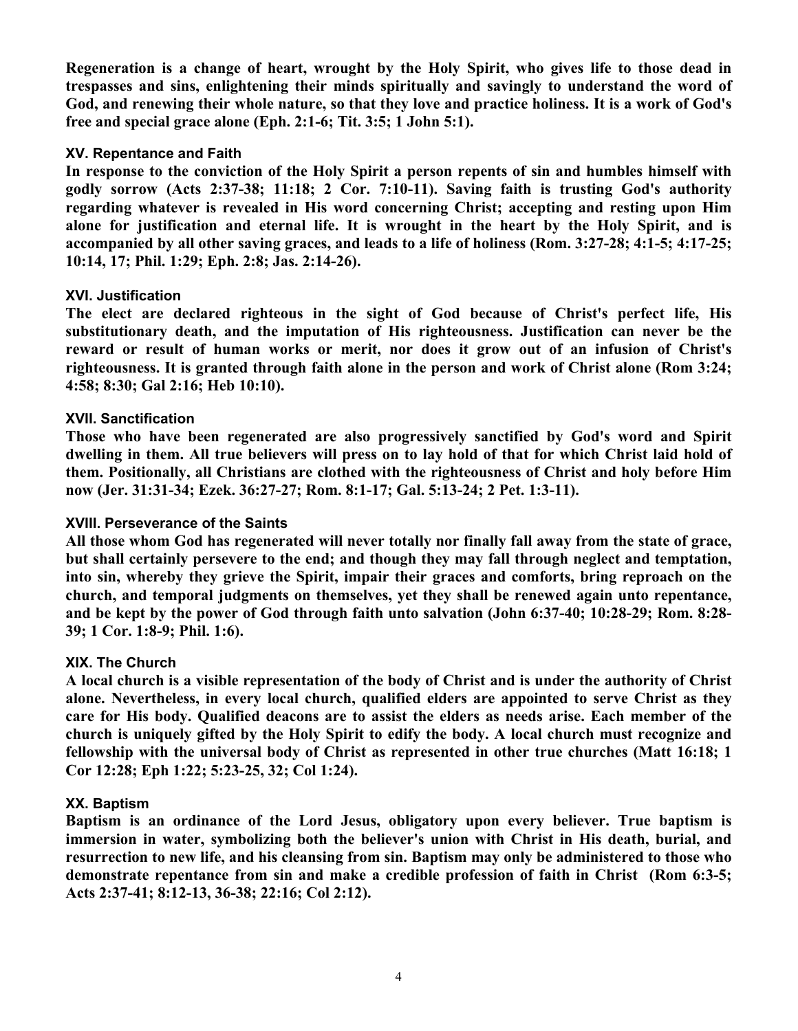**Regeneration is a change of heart, wrought by the Holy Spirit, who gives life to those dead in trespasses and sins, enlightening their minds spiritually and savingly to understand the word of God, and renewing their whole nature, so that they love and practice holiness. It is a work of God's free and special grace alone (Eph. 2:1-6; Tit. 3:5; 1 John 5:1).**

### XV. Repentance and Faith

**In response to the conviction of the Holy Spirit a person repents of sin and humbles himself with godly sorrow (Acts 2:37-38; 11:18; 2 Cor. 7:10-11). Saving faith is trusting God's authority regarding whatever is revealed in His word concerning Christ; accepting and resting upon Him alone for justification and eternal life. It is wrought in the heart by the Holy Spirit, and is accompanied by all other saving graces, and leads to a life of holiness (Rom. 3:27-28; 4:1-5; 4:17-25; 10:14, 17; Phil. 1:29; Eph. 2:8; Jas. 2:14-26).**

### XVI. Justification

**The elect are declared righteous in the sight of God because of Christ's perfect life, His substitutionary death, and the imputation of His righteousness. Justification can never be the reward or result of human works or merit, nor does it grow out of an infusion of Christ's righteousness. It is granted through faith alone in the person and work of Christ alone (Rom 3:24; 4:58; 8:30; Gal 2:16; Heb 10:10).**

### XVII. Sanctification

**Those who have been regenerated are also progressively sanctified by God's word and Spirit dwelling in them. All true believers will press on to lay hold of that for which Christ laid hold of them. Positionally, all Christians are clothed with the righteousness of Christ and holy before Him now (Jer. 31:31-34; Ezek. 36:27-27; Rom. 8:1-17; Gal. 5:13-24; 2 Pet. 1:3-11).**

### XVIII. Perseverance of the Saints

**All those whom God has regenerated will never totally nor finally fall away from the state of grace, but shall certainly persevere to the end; and though they may fall through neglect and temptation, into sin, whereby they grieve the Spirit, impair their graces and comforts, bring reproach on the church, and temporal judgments on themselves, yet they shall be renewed again unto repentance, and be kept by the power of God through faith unto salvation (John 6:37-40; 10:28-29; Rom. 8:28-39; 1 Cor. 1:8-9; Phil. 1:6).**

### XIX. The Church

**A local church is a visible representation of the body of Christ and is under the authority of Christ alone. Nevertheless, in every local church, qualified elders are appointed to serve Christ as they care for His body. Qualified deacons are to assist the elders as needs arise. Each member of the church is uniquely gifted by the Holy Spirit to edify the body. A local church must recognize and fellowship with the universal body of Christ as represented in other true churches (Matt 16:18; 1 Cor 12:28; Eph 1:22; 5:23-25, 32; Col 1:24).**

### XX. Baptism

**Baptism is an ordinance of the Lord Jesus, obligatory upon every believer. True baptism is immersion in water, symbolizing both the believer's union with Christ in His death, burial, and resurrection to new life, and his cleansing from sin. Baptism may only be administered to those who demonstrate repentance from sin and make a credible profession of faith in Christ (Rom 6:3-5; Acts 2:37-41; 8:12-13, 36-38; 22:16; Col 2:12).**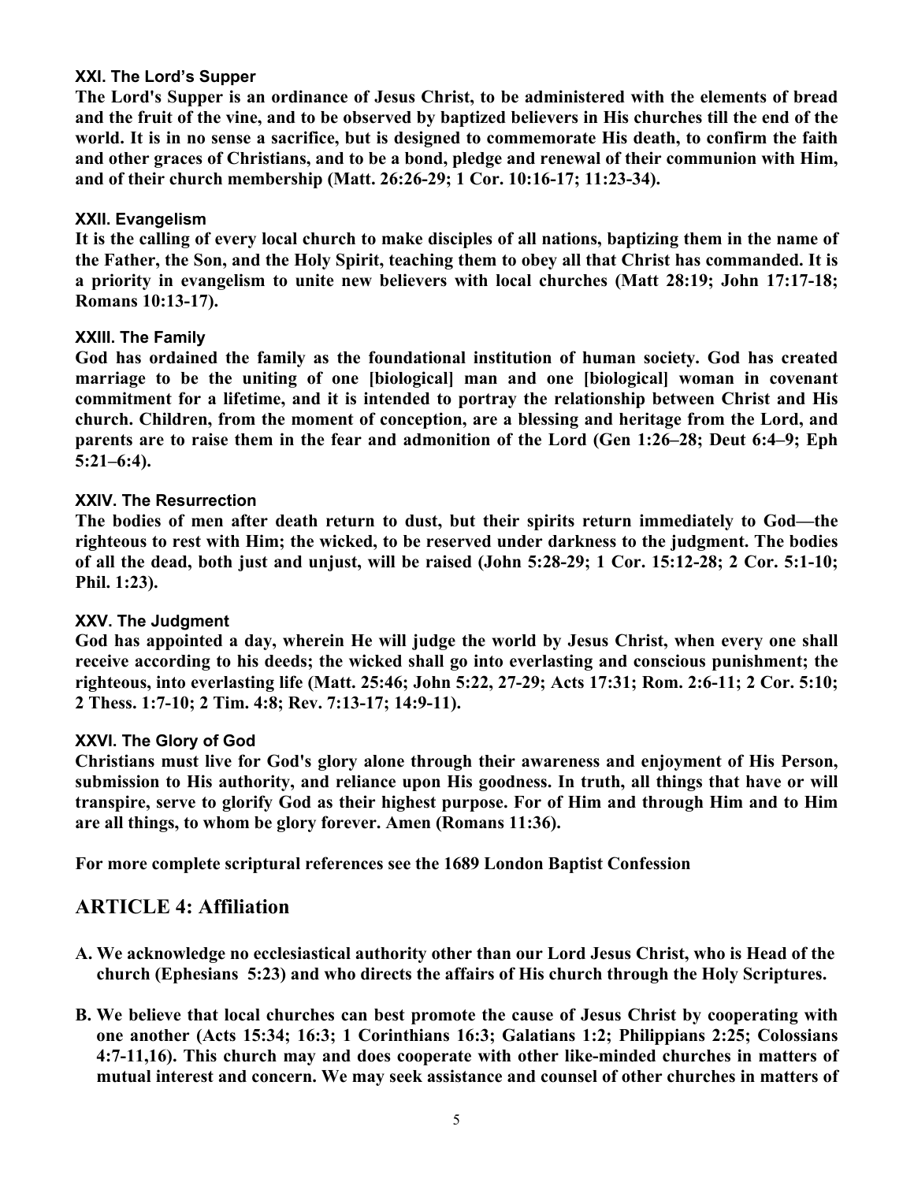#### XXI. The Lord's Supper

**The Lord's Supper is an ordinance of Jesus Christ, to be administered with the elements of bread and the fruit of the vine, and to be observed by baptized believers in His churches till the end of the world. It is in no sense a sacrifice, but is designed to commemorate His death, to confirm the faith and other graces of Christians, and to be a bond, pledge and renewal of their communion with Him, and of their church membership (Matt. 26:26-29; 1 Cor. 10:16-17; 11:23-34).**

#### XXII. Evangelism

**It is the calling of every local church to make disciples of all nations, baptizing them in the name of the Father, the Son, and the Holy Spirit, teaching them to obey all that Christ has commanded. It is a priority in evangelism to unite new believers with local churches (Matt 28:19; John 17:17-18; Romans 10:13-17).**

#### XXIII. The Family

**God has ordained the family as the foundational institution of human society. God has created marriage to be the uniting of one [biological] man and one [biological] woman in covenant commitment for a lifetime, and it is intended to portray the relationship between Christ and His church. Children, from the moment of conception, are a blessing and heritage from the Lord, and parents are to raise them in the fear and admonition of the Lord (Gen 1:26–28; Deut 6:4–9; Eph 5:21–6:4).**

#### XXIV. The Resurrection

**The bodies of men after death return to dust, but their spirits return immediately to God—the righteous to rest with Him; the wicked, to be reserved under darkness to the judgment. The bodies of all the dead, both just and unjust, will be raised (John 5:28-29; 1 Cor. 15:12-28; 2 Cor. 5:1-10; Phil. 1:23).**

#### XXV. The Judgment

**God has appointed a day, wherein He will judge the world by Jesus Christ, when every one shall receive according to his deeds; the wicked shall go into everlasting and conscious punishment; the righteous, into everlasting life (Matt. 25:46; John 5:22, 27-29; Acts 17:31; Rom. 2:6-11; 2 Cor. 5:10; 2 Thess. 1:7-10; 2 Tim. 4:8; Rev. 7:13-17; 14:9-11).**

#### XXVI. The Glory of God

**Christians must live for God's glory alone through their awareness and enjoyment of His Person, submission to His authority, and reliance upon His goodness. In truth, all things that have or will transpire, serve to glorify God as their highest purpose. For of Him and through Him and to Him are all things, to whom be glory forever. Amen (Romans 11:36).**

**For more complete scriptural references see the 1689 London Baptist Confession**

## ARTICLE 4: Affiliation

**A. We acknowledge no ecclesiastical authority other than our Lord Jesus Christ, who is Head of the church (Ephesians 5:23) and who directs the affairs of His church through the Holy Scriptures.**

**B. We believe that local churches can best promote the cause of Jesus Christ by cooperating with one another (Acts 15:34; 16:3; 1 Corinthians 16:3; Galatians 1:2; Philippians 2:25; Colossians 4:7-11,16). This church may and does cooperate with other like-minded churches in matters of mutual interest and concern. We may seek assistance and counsel of other churches in matters of**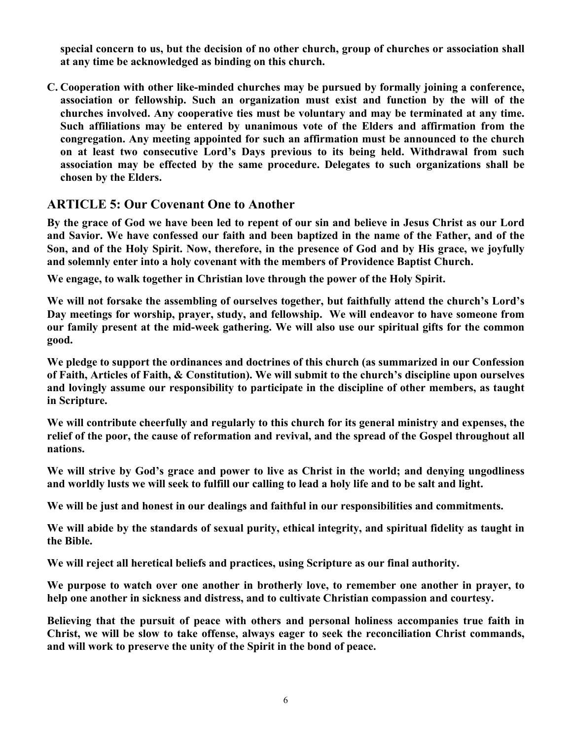**special concern to us, but the decision of no other church, group of churches or association shall at any time be acknowledged as binding on this church.**

**C. Cooperation with other like-minded churches may be pursued by formally joining a conference, association or fellowship. Such an organization must exist and function by the will of the churches involved. Any cooperative ties must be voluntary and may be terminated at any time. Such affiliations may be entered by unanimous vote of the Elders and affirmation from the congregation. Any meeting appointed for such an affirmation must be announced to the church on at least two consecutive Lord's Days previous to its being held. Withdrawal from such association may be effected by the same procedure. Delegates to such organizations shall be chosen by the Elders.**

## ARTICLE 5: Our Covenant One to Another

**By the grace of God we have been led to repent of our sin and believe in Jesus Christ as our Lord and Savior. We have confessed our faith and been baptized in the name of the Father, and of the Son, and of the Holy Spirit. Now, therefore, in the presence of God and by His grace, we joyfully and solemnly enter into a holy covenant with the members of Providence Baptist Church.**

**We engage, to walk together in Christian love through the power of the Holy Spirit.**

**We will not forsake the assembling of ourselves together, but faithfully attend the church's Lord's Day meetings for worship, prayer, study, and fellowship. We will endeavor to have someone from our family present at the mid-week gathering. We will also use our spiritual gifts for the common good.**

**We pledge to support the ordinances and doctrines of this church (as summarized in our Confession of Faith, Articles of Faith, & Constitution). We will submit to the church's discipline upon ourselves and lovingly assume our responsibility to participate in the discipline of other members, as taught in Scripture.**

**We will contribute cheerfully and regularly to this church for its general ministry and expenses, the relief of the poor, the cause of reformation and revival, and the spread of the Gospel throughout all nations.**

**We will strive by God's grace and power to live as Christ in the world; and denying ungodliness and worldly lusts we will seek to fulfill our calling to lead a holy life and to be salt and light.**

**We will be just and honest in our dealings and faithful in our responsibilities and commitments.**

**We will abide by the standards of sexual purity, ethical integrity, and spiritual fidelity as taught in the Bible.**

**We will reject all heretical beliefs and practices, using Scripture as our final authority.**

**We purpose to watch over one another in brotherly love, to remember one another in prayer, to help one another in sickness and distress, and to cultivate Christian compassion and courtesy.**

**Believing that the pursuit of peace with others and personal holiness accompanies true faith in Christ, we will be slow to take offense, always eager to seek the reconciliation Christ commands, and will work to preserve the unity of the Spirit in the bond of peace.**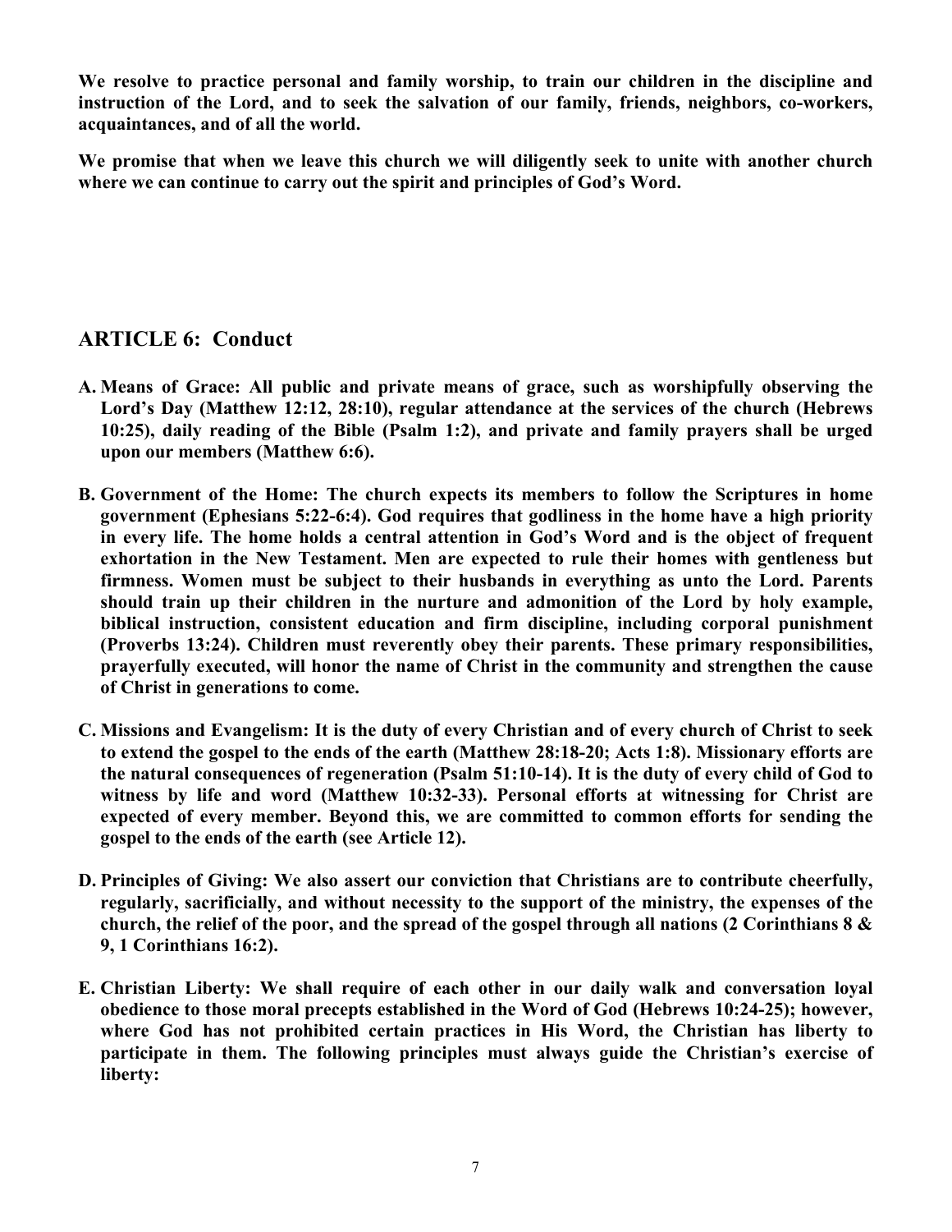**We resolve to practice personal and family worship, to train our children in the discipline and instruction of the Lord, and to seek the salvation of our family, friends, neighbors, co-workers, acquaintances, and of all the world.**

**We promise that when we leave this church we will diligently seek to unite with another church where we can continue to carry out the spirit and principles of God's Word.**

## ARTICLE 6: Conduct

**A. Means of Grace: All public and private means of grace, such as worshipfully observing the Lord's Day (Matthew 12:12, 28:10), regular attendance at the services of the church (Hebrews 10:25), daily reading of the Bible (Psalm 1:2), and private and family prayers shall be urged upon our members (Matthew 6:6).**

**B. Government of the Home: The church expects its members to follow the Scriptures in home government (Ephesians 5:22-6:4). God requires that godliness in the home have a high priority in every life. The home holds a central attention in God's Word and is the object of frequent exhortation in the New Testament. Men are expected to rule their homes with gentleness but firmness. Women must be subject to their husbands in everything as unto the Lord. Parents should train up their children in the nurture and admonition of the Lord by holy example, biblical instruction, consistent education and firm discipline, including corporal punishment (Proverbs 13:24). Children must reverently obey their parents. These primary responsibilities, prayerfully executed, will honor the name of Christ in the community and strengthen the cause of Christ in generations to come.**

**C. Missions and Evangelism: It is the duty of every Christian and of every church of Christ to seek to extend the gospel to the ends of the earth (Matthew 28:18-20; Acts 1:8). Missionary efforts are the natural consequences of regeneration (Psalm 51:10-14). It is the duty of every child of God to witness by life and word (Matthew 10:32-33). Personal efforts at witnessing for Christ are expected of every member. Beyond this, we are committed to common efforts for sending the gospel to the ends of the earth (see Article 12).**

**D. Principles of Giving: We also assert our conviction that Christians are to contribute cheerfully, regularly, sacrificially, and without necessity to the support of the ministry, the expenses of the church, the relief of the poor, and the spread of the gospel through all nations (2 Corinthians 8 & 9, 1 Corinthians 16:2).**

**E. Christian Liberty: We shall require of each other in our daily walk and conversation loyal obedience to those moral precepts established in the Word of God (Hebrews 10:24-25); however, where God has not prohibited certain practices in His Word, the Christian has liberty to participate in them. The following principles must always guide the Christian's exercise of liberty:**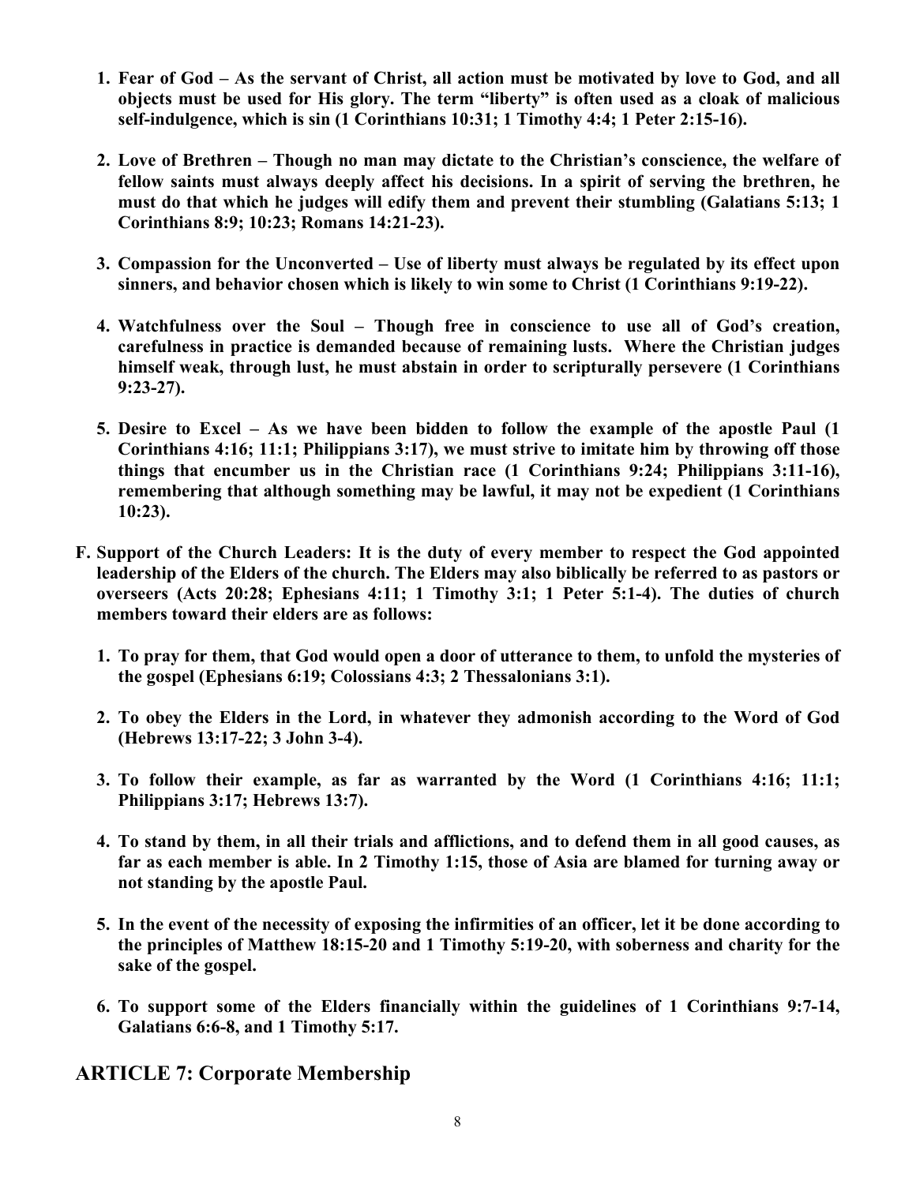1. **Fear of God – As the servant of Christ, all action must be motivated by love to God, and all objects must be used for His glory. The term "liberty" is often used as a cloak of malicious self-indulgence, which is sin (1 Corinthians 10:31; 1 Timothy 4:4; 1 Peter 2:15-16).**

2. **Love of Brethren – Though no man may dictate to the Christian's conscience, the welfare of fellow saints must always deeply affect his decisions. In a spirit of serving the brethren, he must do that which he judges will edify them and prevent their stumbling (Galatians 5:13; 1 Corinthians 8:9; 10:23; Romans 14:21-23).**

3. **Compassion for the Unconverted – Use of liberty must always be regulated by its effect upon sinners, and behavior chosen which is likely to win some to Christ (1 Corinthians 9:19-22).**

4. **Watchfulness over the Soul – Though free in conscience to use all of God's creation, carefulness in practice is demanded because of remaining lusts. Where the Christian judges himself weak, through lust, he must abstain in order to scripturally persevere (1 Corinthians 9:23-27).**

5. **Desire to Excel – As we have been bidden to follow the example of the apostle Paul (1 Corinthians 4:16; 11:1; Philippians 3:17), we must strive to imitate him by throwing off those things that encumber us in the Christian race (1 Corinthians 9:24; Philippians 3:11-16), remembering that although something may be lawful, it may not be expedient (1 Corinthians 10:23).**

**F. Support of the Church Leaders: It is the duty of every member to respect the God appointed leadership of the Elders of the church. The Elders may also biblically be referred to as pastors or overseers (Acts 20:28; Ephesians 4:11; 1 Timothy 3:1; 1 Peter 5:1-4). The duties of church members toward their elders are as follows:**

1. **To pray for them, that God would open a door of utterance to them, to unfold the mysteries of the gospel (Ephesians 6:19; Colossians 4:3; 2 Thessalonians 3:1).**

2. **To obey the Elders in the Lord, in whatever they admonish according to the Word of God (Hebrews 13:17-22; 3 John 3-4).**

3. **To follow their example, as far as warranted by the Word (1 Corinthians 4:16; 11:1; Philippians 3:17; Hebrews 13:7).**

4. **To stand by them, in all their trials and afflictions, and to defend them in all good causes, as far as each member is able. In 2 Timothy 1:15, those of Asia are blamed for turning away or not standing by the apostle Paul.**

5. **In the event of the necessity of exposing the infirmities of an officer, let it be done according to the principles of Matthew 18:15-20 and 1 Timothy 5:19-20, with soberness and charity for the sake of the gospel.**

6. **To support some of the Elders financially within the guidelines of 1 Corinthians 9:7-14, Galatians 6:6-8, and 1 Timothy 5:17.**

## ARTICLE 7: Corporate Membership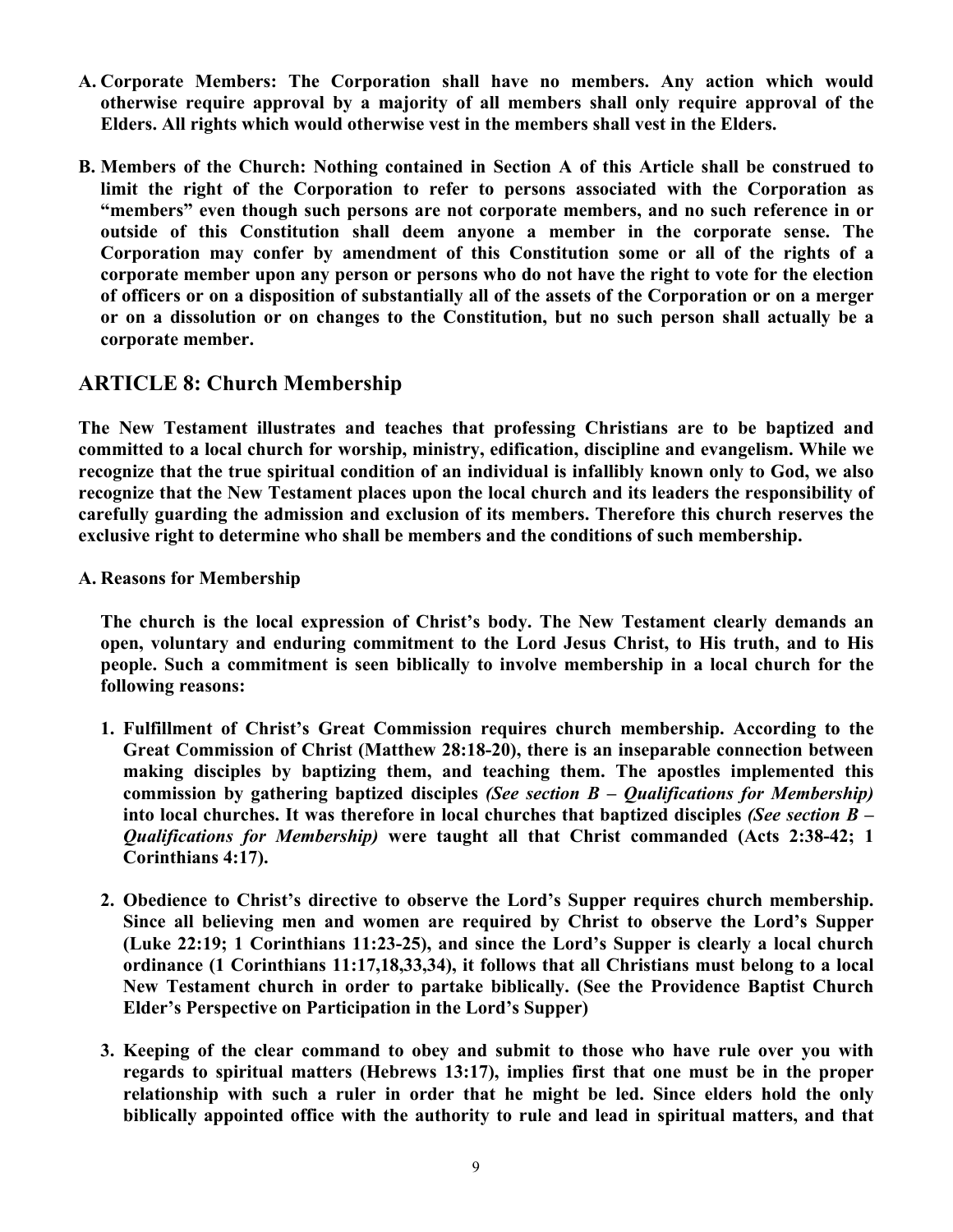**A. Corporate Members: The Corporation shall have no members. Any action which would otherwise require approval by a majority of all members shall only require approval of the Elders. All rights which would otherwise vest in the members shall vest in the Elders.**

**B. Members of the Church: Nothing contained in Section A of this Article shall be construed to limit the right of the Corporation to refer to persons associated with the Corporation as "members" even though such persons are not corporate members, and no such reference in or outside of this Constitution shall deem anyone a member in the corporate sense. The Corporation may confer by amendment of this Constitution some or all of the rights of a corporate member upon any person or persons who do not have the right to vote for the election of officers or on a disposition of substantially all of the assets of the Corporation or on a merger or on a dissolution or on changes to the Constitution, but no such person shall actually be a corporate member.**

## ARTICLE 8: Church Membership

**The New Testament illustrates and teaches that professing Christians are to be baptized and committed to a local church for worship, ministry, edification, discipline and evangelism. While we recognize that the true spiritual condition of an individual is infallibly known only to God, we also recognize that the New Testament places upon the local church and its leaders the responsibility of carefully guarding the admission and exclusion of its members. Therefore this church reserves the exclusive right to determine who shall be members and the conditions of such membership.**

**A. Reasons for Membership**

**The church is the local expression of Christ's body. The New Testament clearly demands an open, voluntary and enduring commitment to the Lord Jesus Christ, to His truth, and to His people. Such a commitment is seen biblically to involve membership in a local church for the following reasons:**

1. **Fulfillment of Christ's Great Commission requires church membership. According to the Great Commission of Christ (Matthew 28:18-20), there is an inseparable connection between making disciples by baptizing them, and teaching them. The apostles implemented this commission by gathering baptized disciples *(See section B – Qualifications for Membership)* into local churches. It was therefore in local churches that baptized disciples *(See section B – Qualifications for Membership)* were taught all that Christ commanded (Acts 2:38-42; 1 Corinthians 4:17).**

2. **Obedience to Christ's directive to observe the Lord's Supper requires church membership. Since all believing men and women are required by Christ to observe the Lord's Supper (Luke 22:19; 1 Corinthians 11:23-25), and since the Lord's Supper is clearly a local church ordinance (1 Corinthians 11:17,18,33,34), it follows that all Christians must belong to a local New Testament church in order to partake biblically. (See the Providence Baptist Church Elder's Perspective on Participation in the Lord's Supper)**

3. **Keeping of the clear command to obey and submit to those who have rule over you with regards to spiritual matters (Hebrews 13:17), implies first that one must be in the proper relationship with such a ruler in order that he might be led. Since elders hold the only biblically appointed office with the authority to rule and lead in spiritual matters, and that**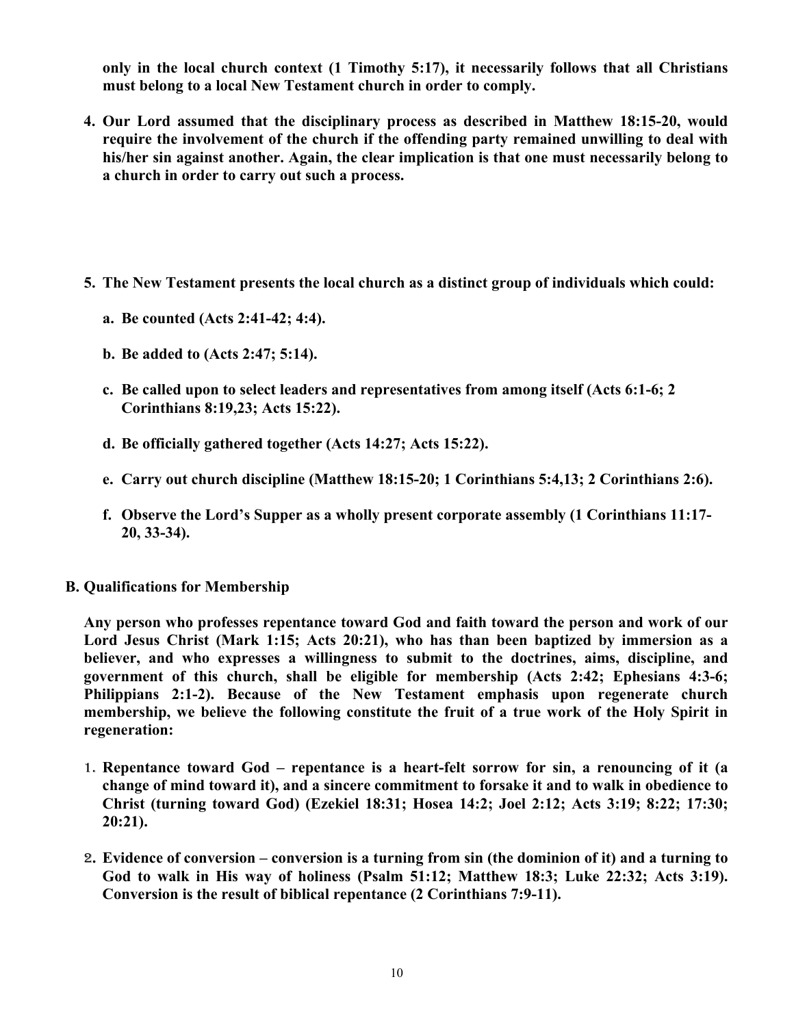**only in the local church context (1 Timothy 5:17), it necessarily follows that all Christians must belong to a local New Testament church in order to comply.**

4. **Our Lord assumed that the disciplinary process as described in Matthew 18:15-20, would require the involvement of the church if the offending party remained unwilling to deal with his/her sin against another. Again, the clear implication is that one must necessarily belong to a church in order to carry out such a process.**

5. **The New Testament presents the local church as a distinct group of individuals which could:**

   a. **Be counted (Acts 2:41-42; 4:4).**

   b. **Be added to (Acts 2:47; 5:14).**

   c. **Be called upon to select leaders and representatives from among itself (Acts 6:1-6; 2 Corinthians 8:19,23; Acts 15:22).**

   d. **Be officially gathered together (Acts 14:27; Acts 15:22).**

   e. **Carry out church discipline (Matthew 18:15-20; 1 Corinthians 5:4,13; 2 Corinthians 2:6).**

   f. **Observe the Lord's Supper as a wholly present corporate assembly (1 Corinthians 11:17-20, 33-34).**

**B. Qualifications for Membership**

**Any person who professes repentance toward God and faith toward the person and work of our Lord Jesus Christ (Mark 1:15; Acts 20:21), who has than been baptized by immersion as a believer, and who expresses a willingness to submit to the doctrines, aims, discipline, and government of this church, shall be eligible for membership (Acts 2:42; Ephesians 4:3-6; Philippians 2:1-2). Because of the New Testament emphasis upon regenerate church membership, we believe the following constitute the fruit of a true work of the Holy Spirit in regeneration:**

1. **Repentance toward God – repentance is a heart-felt sorrow for sin, a renouncing of it (a change of mind toward it), and a sincere commitment to forsake it and to walk in obedience to Christ (turning toward God) (Ezekiel 18:31; Hosea 14:2; Joel 2:12; Acts 3:19; 8:22; 17:30; 20:21).**

2. **Evidence of conversion – conversion is a turning from sin (the dominion of it) and a turning to God to walk in His way of holiness (Psalm 51:12; Matthew 18:3; Luke 22:32; Acts 3:19). Conversion is the result of biblical repentance (2 Corinthians 7:9-11).**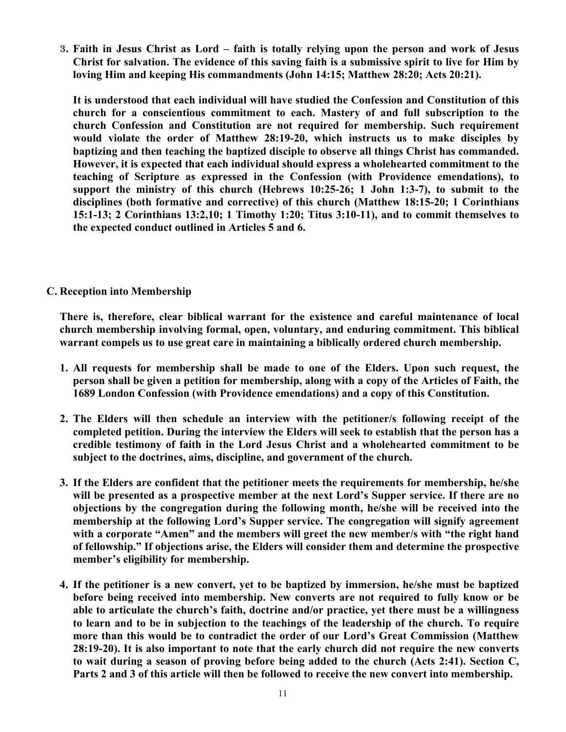**3. Faith in Jesus Christ as Lord – faith is totally relying upon the person and work of Jesus Christ for salvation. The evidence of this saving faith is a submissive spirit to live for Him by loving Him and keeping His commandments (John 14:15; Matthew 28:20; Acts 20:21).**

**It is understood that each individual will have studied the Confession and Constitution of this church for a conscientious commitment to each. Mastery of and full subscription to the church Confession and Constitution are not required for membership. Such requirement would violate the order of Matthew 28:19-20, which instructs us to make disciples by baptizing and then teaching the baptized disciple to observe all things Christ has commanded. However, it is expected that each individual should express a wholehearted commitment to the teaching of Scripture as expressed in the Confession (with Providence emendations), to support the ministry of this church (Hebrews 10:25-26; 1 John 1:3-7), to submit to the disciplines (both formative and corrective) of this church (Matthew 18:15-20; 1 Corinthians 15:1-13; 2 Corinthians 13:2,10; 1 Timothy 1:20; Titus 3:10-11), and to commit themselves to the expected conduct outlined in Articles 5 and 6.**

## C. Reception into Membership

**There is, therefore, clear biblical warrant for the existence and careful maintenance of local church membership involving formal, open, voluntary, and enduring commitment. This biblical warrant compels us to use great care in maintaining a biblically ordered church membership.**

1. **All requests for membership shall be made to one of the Elders. Upon such request, the person shall be given a petition for membership, along with a copy of the Articles of Faith, the 1689 London Confession (with Providence emendations) and a copy of this Constitution.**

2. **The Elders will then schedule an interview with the petitioner/s following receipt of the completed petition. During the interview the Elders will seek to establish that the person has a credible testimony of faith in the Lord Jesus Christ and a wholehearted commitment to be subject to the doctrines, aims, discipline, and government of the church.**

3. **If the Elders are confident that the petitioner meets the requirements for membership, he/she will be presented as a prospective member at the next Lord's Supper service. If there are no objections by the congregation during the following month, he/she will be received into the membership at the following Lord's Supper service. The congregation will signify agreement with a corporate "Amen" and the members will greet the new member/s with "the right hand of fellowship." If objections arise, the Elders will consider them and determine the prospective member's eligibility for membership.**

4. **If the petitioner is a new convert, yet to be baptized by immersion, he/she must be baptized before being received into membership. New converts are not required to fully know or be able to articulate the church's faith, doctrine and/or practice, yet there must be a willingness to learn and to be in subjection to the teachings of the leadership of the church. To require more than this would be to contradict the order of our Lord's Great Commission (Matthew 28:19-20). It is also important to note that the early church did not require the new converts to wait during a season of proving before being added to the church (Acts 2:41). Section C, Parts 2 and 3 of this article will then be followed to receive the new convert into membership.**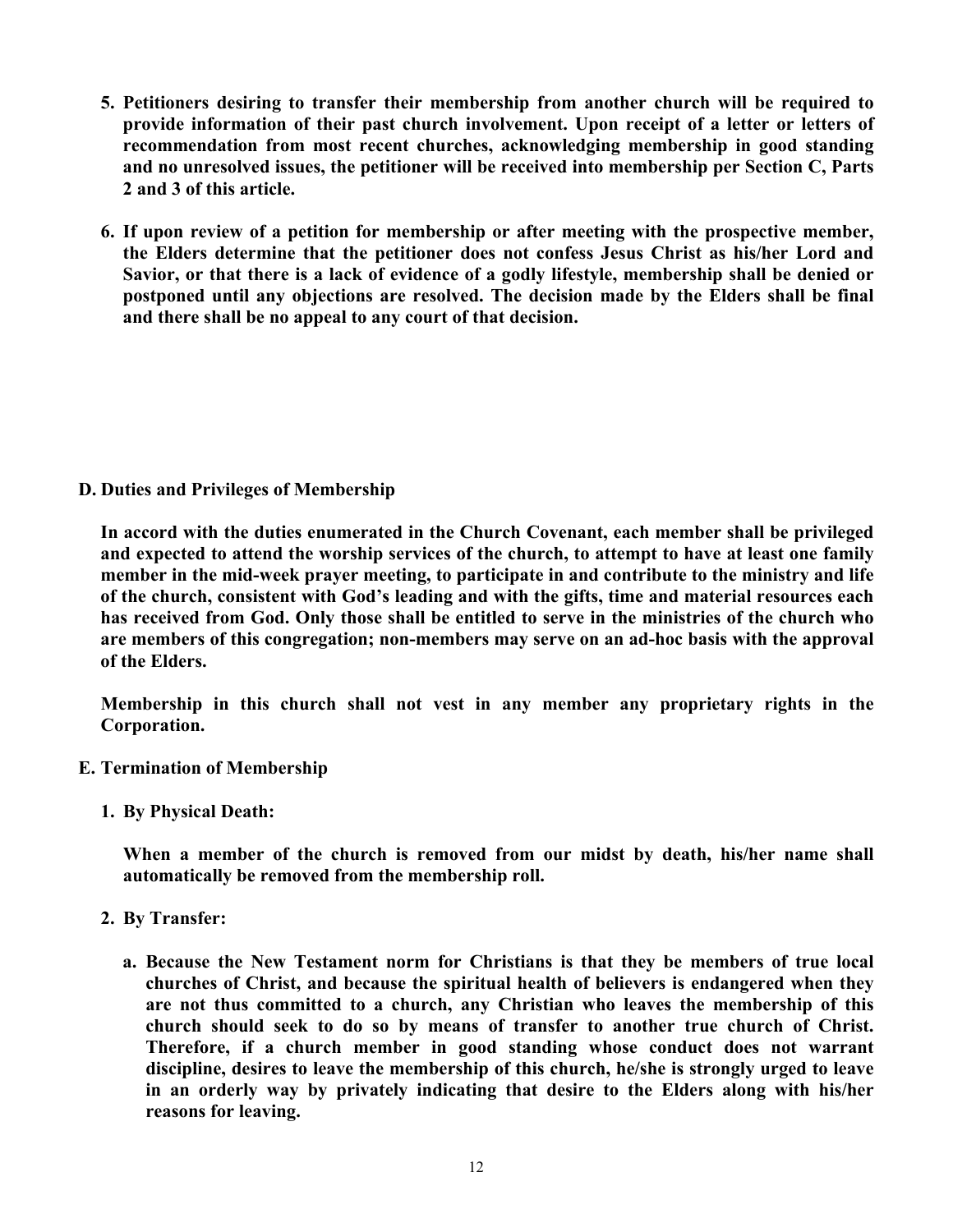5. **Petitioners desiring to transfer their membership from another church will be required to provide information of their past church involvement. Upon receipt of a letter or letters of recommendation from most recent churches, acknowledging membership in good standing and no unresolved issues, the petitioner will be received into membership per Section C, Parts 2 and 3 of this article.**

6. **If upon review of a petition for membership or after meeting with the prospective member, the Elders determine that the petitioner does not confess Jesus Christ as his/her Lord and Savior, or that there is a lack of evidence of a godly lifestyle, membership shall be denied or postponed until any objections are resolved. The decision made by the Elders shall be final and there shall be no appeal to any court of that decision.**

### D. Duties and Privileges of Membership

**In accord with the duties enumerated in the Church Covenant, each member shall be privileged and expected to attend the worship services of the church, to attempt to have at least one family member in the mid-week prayer meeting, to participate in and contribute to the ministry and life of the church, consistent with God's leading and with the gifts, time and material resources each has received from God. Only those shall be entitled to serve in the ministries of the church who are members of this congregation; non-members may serve on an ad-hoc basis with the approval of the Elders.**

**Membership in this church shall not vest in any member any proprietary rights in the Corporation.**

### E. Termination of Membership

1. **By Physical Death:**

   **When a member of the church is removed from our midst by death, his/her name shall automatically be removed from the membership roll.**

2. **By Transfer:**

   a. **Because the New Testament norm for Christians is that they be members of true local churches of Christ, and because the spiritual health of believers is endangered when they are not thus committed to a church, any Christian who leaves the membership of this church should seek to do so by means of transfer to another true church of Christ. Therefore, if a church member in good standing whose conduct does not warrant discipline, desires to leave the membership of this church, he/she is strongly urged to leave in an orderly way by privately indicating that desire to the Elders along with his/her reasons for leaving.**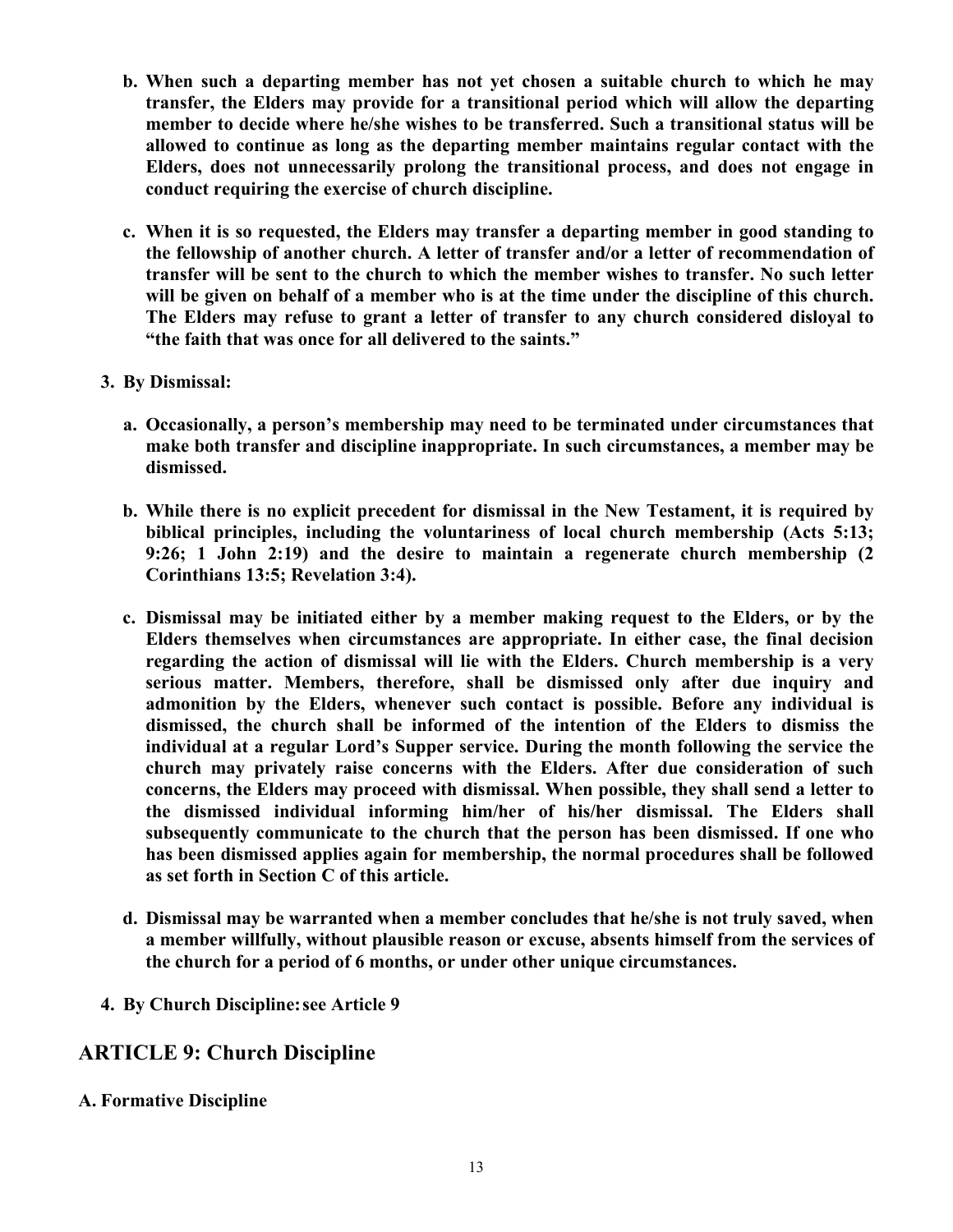b. **When such a departing member has not yet chosen a suitable church to which he may transfer, the Elders may provide for a transitional period which will allow the departing member to decide where he/she wishes to be transferred. Such a transitional status will be allowed to continue as long as the departing member maintains regular contact with the Elders, does not unnecessarily prolong the transitional process, and does not engage in conduct requiring the exercise of church discipline.**

c. **When it is so requested, the Elders may transfer a departing member in good standing to the fellowship of another church. A letter of transfer and/or a letter of recommendation of transfer will be sent to the church to which the member wishes to transfer. No such letter will be given on behalf of a member who is at the time under the discipline of this church. The Elders may refuse to grant a letter of transfer to any church considered disloyal to "the faith that was once for all delivered to the saints."**

3. **By Dismissal:**

   a. **Occasionally, a person's membership may need to be terminated under circumstances that make both transfer and discipline inappropriate. In such circumstances, a member may be dismissed.**

   b. **While there is no explicit precedent for dismissal in the New Testament, it is required by biblical principles, including the voluntariness of local church membership (Acts 5:13; 9:26; 1 John 2:19) and the desire to maintain a regenerate church membership (2 Corinthians 13:5; Revelation 3:4).**

   c. **Dismissal may be initiated either by a member making request to the Elders, or by the Elders themselves when circumstances are appropriate. In either case, the final decision regarding the action of dismissal will lie with the Elders. Church membership is a very serious matter. Members, therefore, shall be dismissed only after due inquiry and admonition by the Elders, whenever such contact is possible. Before any individual is dismissed, the church shall be informed of the intention of the Elders to dismiss the individual at a regular Lord's Supper service. During the month following the service the church may privately raise concerns with the Elders. After due consideration of such concerns, the Elders may proceed with dismissal. When possible, they shall send a letter to the dismissed individual informing him/her of his/her dismissal. The Elders shall subsequently communicate to the church that the person has been dismissed. If one who has been dismissed applies again for membership, the normal procedures shall be followed as set forth in Section C of this article.**

   d. **Dismissal may be warranted when a member concludes that he/she is not truly saved, when a member willfully, without plausible reason or excuse, absents himself from the services of the church for a period of 6 months, or under other unique circumstances.**

4. **By Church Discipline: see Article 9**

## ARTICLE 9: Church Discipline

### A. Formative Discipline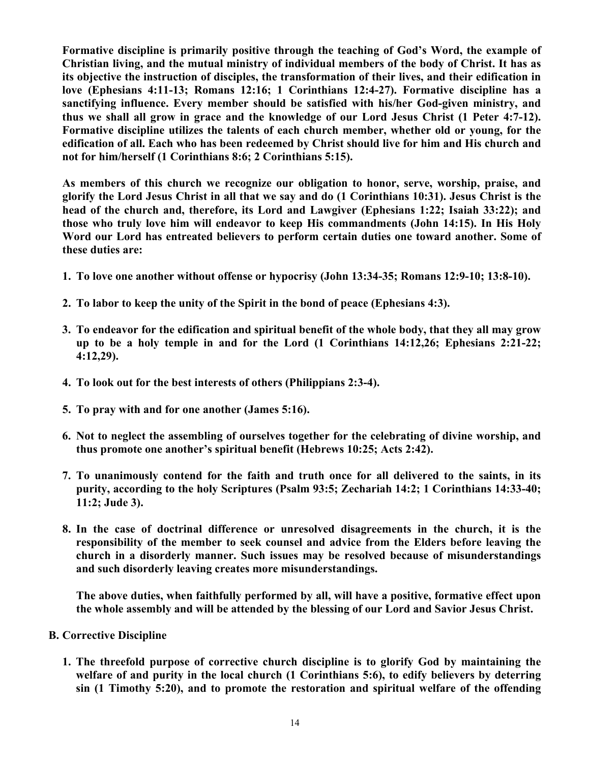**Formative discipline is primarily positive through the teaching of God's Word, the example of Christian living, and the mutual ministry of individual members of the body of Christ. It has as its objective the instruction of disciples, the transformation of their lives, and their edification in love (Ephesians 4:11-13; Romans 12:16; 1 Corinthians 12:4-27). Formative discipline has a sanctifying influence. Every member should be satisfied with his/her God-given ministry, and thus we shall all grow in grace and the knowledge of our Lord Jesus Christ (1 Peter 4:7-12). Formative discipline utilizes the talents of each church member, whether old or young, for the edification of all. Each who has been redeemed by Christ should live for him and His church and not for him/herself (1 Corinthians 8:6; 2 Corinthians 5:15).**

**As members of this church we recognize our obligation to honor, serve, worship, praise, and glorify the Lord Jesus Christ in all that we say and do (1 Corinthians 10:31). Jesus Christ is the head of the church and, therefore, its Lord and Lawgiver (Ephesians 1:22; Isaiah 33:22); and those who truly love him will endeavor to keep His commandments (John 14:15). In His Holy Word our Lord has entreated believers to perform certain duties one toward another. Some of these duties are:**

1. **To love one another without offense or hypocrisy (John 13:34-35; Romans 12:9-10; 13:8-10).**
2. **To labor to keep the unity of the Spirit in the bond of peace (Ephesians 4:3).**
3. **To endeavor for the edification and spiritual benefit of the whole body, that they all may grow up to be a holy temple in and for the Lord (1 Corinthians 14:12,26; Ephesians 2:21-22; 4:12,29).**
4. **To look out for the best interests of others (Philippians 2:3-4).**
5. **To pray with and for one another (James 5:16).**
6. **Not to neglect the assembling of ourselves together for the celebrating of divine worship, and thus promote one another's spiritual benefit (Hebrews 10:25; Acts 2:42).**
7. **To unanimously contend for the faith and truth once for all delivered to the saints, in its purity, according to the holy Scriptures (Psalm 93:5; Zechariah 14:2; 1 Corinthians 14:33-40; 11:2; Jude 3).**
8. **In the case of doctrinal difference or unresolved disagreements in the church, it is the responsibility of the member to seek counsel and advice from the Elders before leaving the church in a disorderly manner. Such issues may be resolved because of misunderstandings and such disorderly leaving creates more misunderstandings.**

   **The above duties, when faithfully performed by all, will have a positive, formative effect upon the whole assembly and will be attended by the blessing of our Lord and Savior Jesus Christ.**

**B. Corrective Discipline**

1. **The threefold purpose of corrective church discipline is to glorify God by maintaining the welfare of and purity in the local church (1 Corinthians 5:6), to edify believers by deterring sin (1 Timothy 5:20), and to promote the restoration and spiritual welfare of the offending**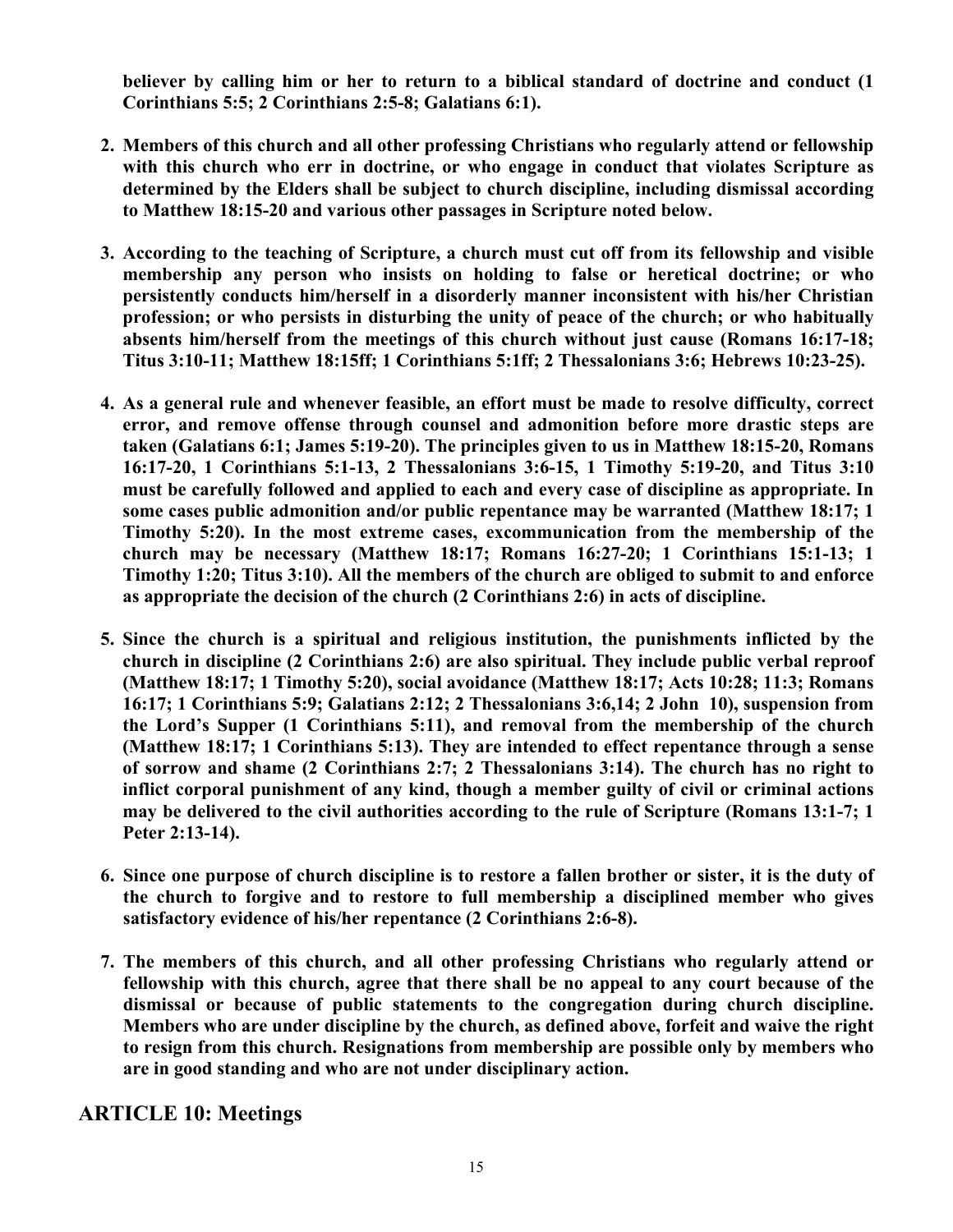**believer by calling him or her to return to a biblical standard of doctrine and conduct (1 Corinthians 5:5; 2 Corinthians 2:5-8; Galatians 6:1).**

2. **Members of this church and all other professing Christians who regularly attend or fellowship with this church who err in doctrine, or who engage in conduct that violates Scripture as determined by the Elders shall be subject to church discipline, including dismissal according to Matthew 18:15-20 and various other passages in Scripture noted below.**

3. **According to the teaching of Scripture, a church must cut off from its fellowship and visible membership any person who insists on holding to false or heretical doctrine; or who persistently conducts him/herself in a disorderly manner inconsistent with his/her Christian profession; or who persists in disturbing the unity of peace of the church; or who habitually absents him/herself from the meetings of this church without just cause (Romans 16:17-18; Titus 3:10-11; Matthew 18:15ff; 1 Corinthians 5:1ff; 2 Thessalonians 3:6; Hebrews 10:23-25).**

4. **As a general rule and whenever feasible, an effort must be made to resolve difficulty, correct error, and remove offense through counsel and admonition before more drastic steps are taken (Galatians 6:1; James 5:19-20). The principles given to us in Matthew 18:15-20, Romans 16:17-20, 1 Corinthians 5:1-13, 2 Thessalonians 3:6-15, 1 Timothy 5:19-20, and Titus 3:10 must be carefully followed and applied to each and every case of discipline as appropriate. In some cases public admonition and/or public repentance may be warranted (Matthew 18:17; 1 Timothy 5:20). In the most extreme cases, excommunication from the membership of the church may be necessary (Matthew 18:17; Romans 16:27-20; 1 Corinthians 15:1-13; 1 Timothy 1:20; Titus 3:10). All the members of the church are obliged to submit to and enforce as appropriate the decision of the church (2 Corinthians 2:6) in acts of discipline.**

5. **Since the church is a spiritual and religious institution, the punishments inflicted by the church in discipline (2 Corinthians 2:6) are also spiritual. They include public verbal reproof (Matthew 18:17; 1 Timothy 5:20), social avoidance (Matthew 18:17; Acts 10:28; 11:3; Romans 16:17; 1 Corinthians 5:9; Galatians 2:12; 2 Thessalonians 3:6,14; 2 John 10), suspension from the Lord's Supper (1 Corinthians 5:11), and removal from the membership of the church (Matthew 18:17; 1 Corinthians 5:13). They are intended to effect repentance through a sense of sorrow and shame (2 Corinthians 2:7; 2 Thessalonians 3:14). The church has no right to inflict corporal punishment of any kind, though a member guilty of civil or criminal actions may be delivered to the civil authorities according to the rule of Scripture (Romans 13:1-7; 1 Peter 2:13-14).**

6. **Since one purpose of church discipline is to restore a fallen brother or sister, it is the duty of the church to forgive and to restore to full membership a disciplined member who gives satisfactory evidence of his/her repentance (2 Corinthians 2:6-8).**

7. **The members of this church, and all other professing Christians who regularly attend or fellowship with this church, agree that there shall be no appeal to any court because of the dismissal or because of public statements to the congregation during church discipline. Members who are under discipline by the church, as defined above, forfeit and waive the right to resign from this church. Resignations from membership are possible only by members who are in good standing and who are not under disciplinary action.**

## ARTICLE 10: Meetings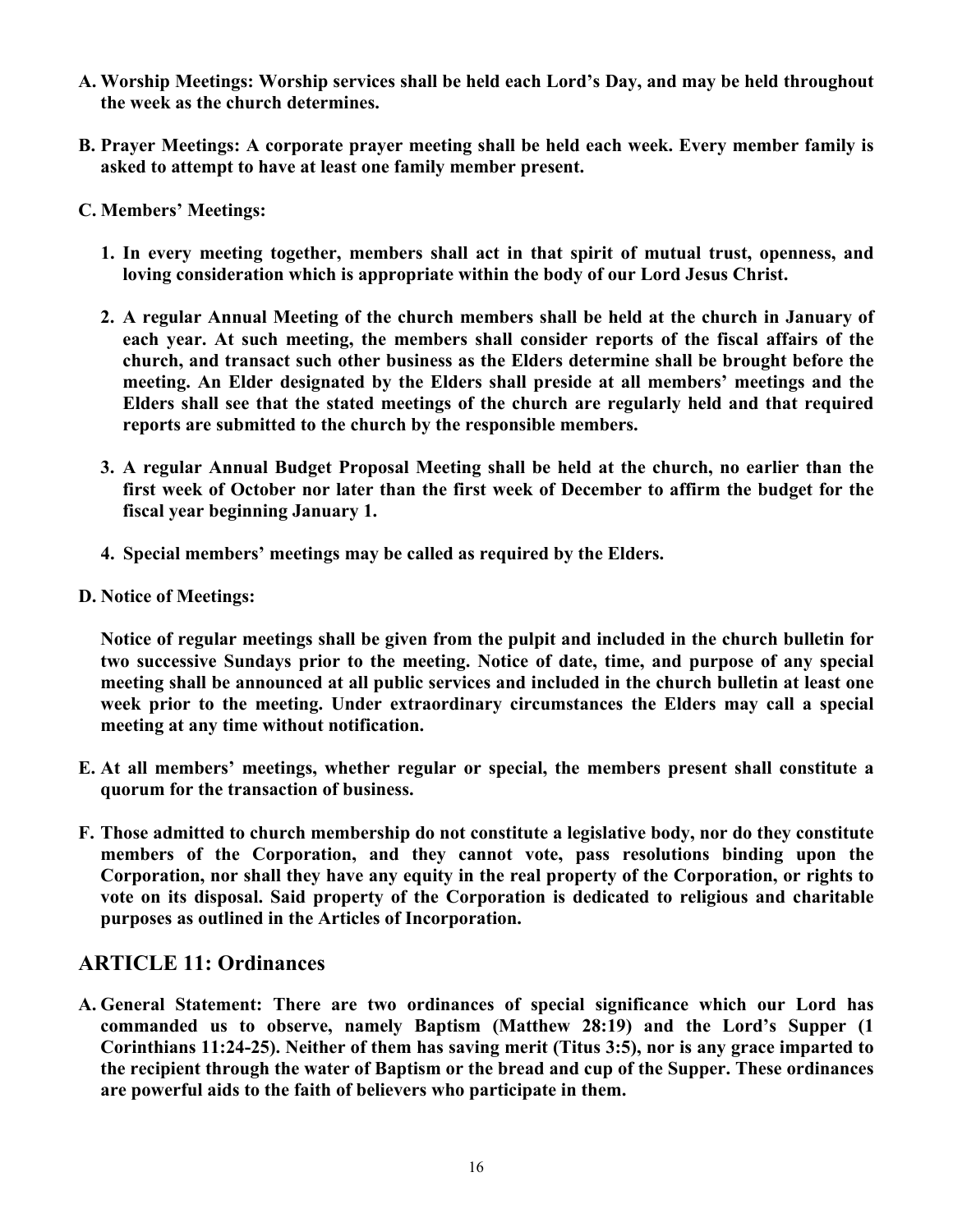**A. Worship Meetings: Worship services shall be held each Lord's Day, and may be held throughout the week as the church determines.**

**B. Prayer Meetings: A corporate prayer meeting shall be held each week. Every member family is asked to attempt to have at least one family member present.**

**C. Members' Meetings:**

1. **In every meeting together, members shall act in that spirit of mutual trust, openness, and loving consideration which is appropriate within the body of our Lord Jesus Christ.**

2. **A regular Annual Meeting of the church members shall be held at the church in January of each year. At such meeting, the members shall consider reports of the fiscal affairs of the church, and transact such other business as the Elders determine shall be brought before the meeting. An Elder designated by the Elders shall preside at all members' meetings and the Elders shall see that the stated meetings of the church are regularly held and that required reports are submitted to the church by the responsible members.**

3. **A regular Annual Budget Proposal Meeting shall be held at the church, no earlier than the first week of October nor later than the first week of December to affirm the budget for the fiscal year beginning January 1.**

4. **Special members' meetings may be called as required by the Elders.**

**D. Notice of Meetings:**

**Notice of regular meetings shall be given from the pulpit and included in the church bulletin for two successive Sundays prior to the meeting. Notice of date, time, and purpose of any special meeting shall be announced at all public services and included in the church bulletin at least one week prior to the meeting. Under extraordinary circumstances the Elders may call a special meeting at any time without notification.**

**E. At all members' meetings, whether regular or special, the members present shall constitute a quorum for the transaction of business.**

**F. Those admitted to church membership do not constitute a legislative body, nor do they constitute members of the Corporation, and they cannot vote, pass resolutions binding upon the Corporation, nor shall they have any equity in the real property of the Corporation, or rights to vote on its disposal. Said property of the Corporation is dedicated to religious and charitable purposes as outlined in the Articles of Incorporation.**

## ARTICLE 11: Ordinances

**A. General Statement: There are two ordinances of special significance which our Lord has commanded us to observe, namely Baptism (Matthew 28:19) and the Lord's Supper (1 Corinthians 11:24-25). Neither of them has saving merit (Titus 3:5), nor is any grace imparted to the recipient through the water of Baptism or the bread and cup of the Supper. These ordinances are powerful aids to the faith of believers who participate in them.**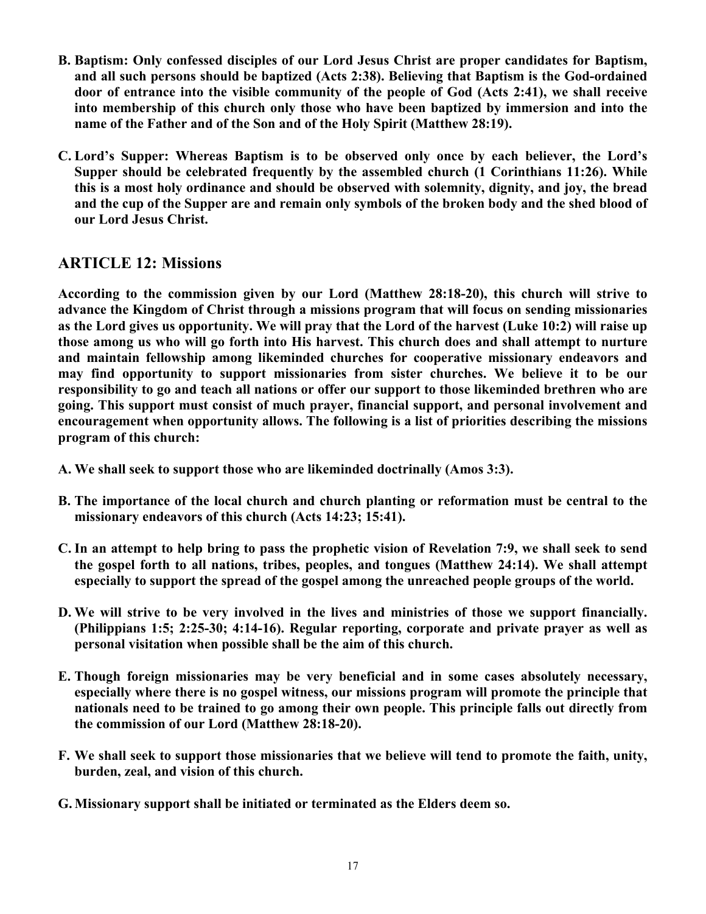**B. Baptism: Only confessed disciples of our Lord Jesus Christ are proper candidates for Baptism, and all such persons should be baptized (Acts 2:38). Believing that Baptism is the God-ordained door of entrance into the visible community of the people of God (Acts 2:41), we shall receive into membership of this church only those who have been baptized by immersion and into the name of the Father and of the Son and of the Holy Spirit (Matthew 28:19).**

**C. Lord's Supper: Whereas Baptism is to be observed only once by each believer, the Lord's Supper should be celebrated frequently by the assembled church (1 Corinthians 11:26). While this is a most holy ordinance and should be observed with solemnity, dignity, and joy, the bread and the cup of the Supper are and remain only symbols of the broken body and the shed blood of our Lord Jesus Christ.**

## ARTICLE 12: Missions

**According to the commission given by our Lord (Matthew 28:18-20), this church will strive to advance the Kingdom of Christ through a missions program that will focus on sending missionaries as the Lord gives us opportunity. We will pray that the Lord of the harvest (Luke 10:2) will raise up those among us who will go forth into His harvest. This church does and shall attempt to nurture and maintain fellowship among likeminded churches for cooperative missionary endeavors and may find opportunity to support missionaries from sister churches. We believe it to be our responsibility to go and teach all nations or offer our support to those likeminded brethren who are going. This support must consist of much prayer, financial support, and personal involvement and encouragement when opportunity allows. The following is a list of priorities describing the missions program of this church:**

**A. We shall seek to support those who are likeminded doctrinally (Amos 3:3).**

**B. The importance of the local church and church planting or reformation must be central to the missionary endeavors of this church (Acts 14:23; 15:41).**

**C. In an attempt to help bring to pass the prophetic vision of Revelation 7:9, we shall seek to send the gospel forth to all nations, tribes, peoples, and tongues (Matthew 24:14). We shall attempt especially to support the spread of the gospel among the unreached people groups of the world.**

**D. We will strive to be very involved in the lives and ministries of those we support financially. (Philippians 1:5; 2:25-30; 4:14-16). Regular reporting, corporate and private prayer as well as personal visitation when possible shall be the aim of this church.**

**E. Though foreign missionaries may be very beneficial and in some cases absolutely necessary, especially where there is no gospel witness, our missions program will promote the principle that nationals need to be trained to go among their own people. This principle falls out directly from the commission of our Lord (Matthew 28:18-20).**

**F. We shall seek to support those missionaries that we believe will tend to promote the faith, unity, burden, zeal, and vision of this church.**

**G. Missionary support shall be initiated or terminated as the Elders deem so.**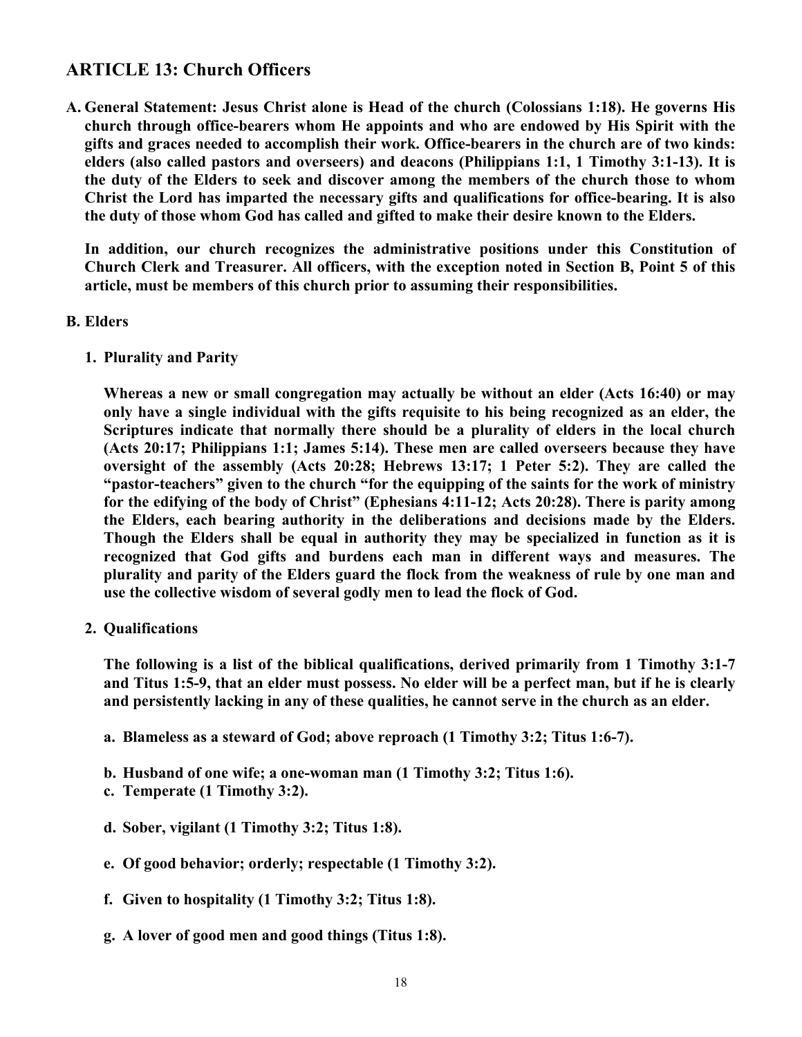## ARTICLE 13: Church Officers

**A. General Statement: Jesus Christ alone is Head of the church (Colossians 1:18). He governs His church through office-bearers whom He appoints and who are endowed by His Spirit with the gifts and graces needed to accomplish their work. Office-bearers in the church are of two kinds: elders (also called pastors and overseers) and deacons (Philippians 1:1, 1 Timothy 3:1-13). It is the duty of the Elders to seek and discover among the members of the church those to whom Christ the Lord has imparted the necessary gifts and qualifications for office-bearing. It is also the duty of those whom God has called and gifted to make their desire known to the Elders.**

**In addition, our church recognizes the administrative positions under this Constitution of Church Clerk and Treasurer. All officers, with the exception noted in Section B, Point 5 of this article, must be members of this church prior to assuming their responsibilities.**

**B. Elders**

**1. Plurality and Parity**

**Whereas a new or small congregation may actually be without an elder (Acts 16:40) or may only have a single individual with the gifts requisite to his being recognized as an elder, the Scriptures indicate that normally there should be a plurality of elders in the local church (Acts 20:17; Philippians 1:1; James 5:14). These men are called overseers because they have oversight of the assembly (Acts 20:28; Hebrews 13:17; 1 Peter 5:2). They are called the "pastor-teachers" given to the church "for the equipping of the saints for the work of ministry for the edifying of the body of Christ" (Ephesians 4:11-12; Acts 20:28). There is parity among the Elders, each bearing authority in the deliberations and decisions made by the Elders. Though the Elders shall be equal in authority they may be specialized in function as it is recognized that God gifts and burdens each man in different ways and measures. The plurality and parity of the Elders guard the flock from the weakness of rule by one man and use the collective wisdom of several godly men to lead the flock of God.**

**2. Qualifications**

**The following is a list of the biblical qualifications, derived primarily from 1 Timothy 3:1-7 and Titus 1:5-9, that an elder must possess. No elder will be a perfect man, but if he is clearly and persistently lacking in any of these qualities, he cannot serve in the church as an elder.**

**a. Blameless as a steward of God; above reproach (1 Timothy 3:2; Titus 1:6-7).**

**b. Husband of one wife; a one-woman man (1 Timothy 3:2; Titus 1:6).**

**c. Temperate (1 Timothy 3:2).**

**d. Sober, vigilant (1 Timothy 3:2; Titus 1:8).**

**e. Of good behavior; orderly; respectable (1 Timothy 3:2).**

**f. Given to hospitality (1 Timothy 3:2; Titus 1:8).**

**g. A lover of good men and good things (Titus 1:8).**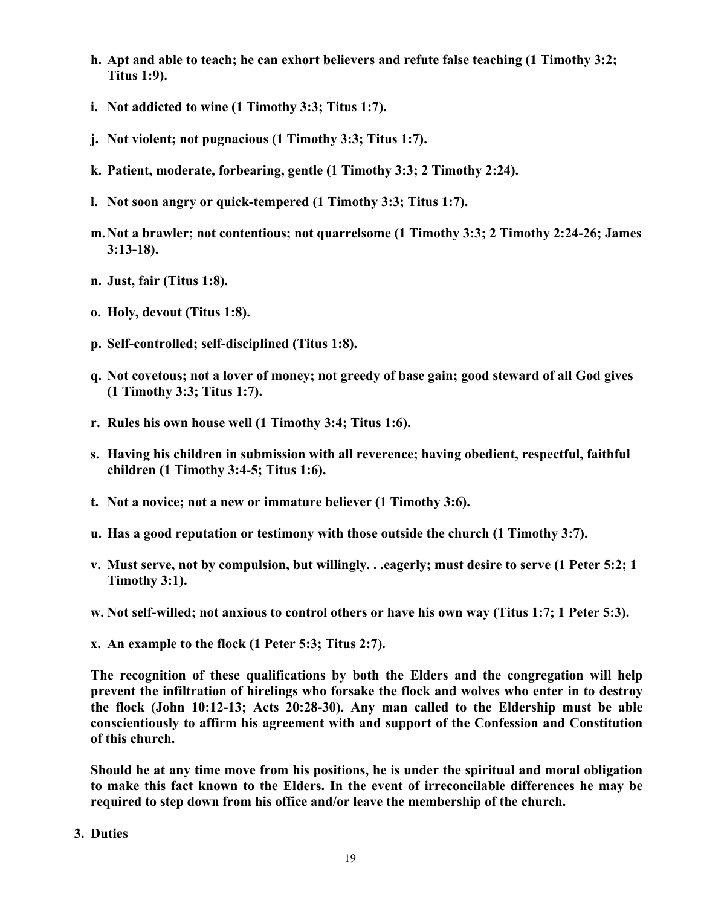**h. Apt and able to teach; he can exhort believers and refute false teaching (1 Timothy 3:2; Titus 1:9).**

**i. Not addicted to wine (1 Timothy 3:3; Titus 1:7).**

**j. Not violent; not pugnacious (1 Timothy 3:3; Titus 1:7).**

**k. Patient, moderate, forbearing, gentle (1 Timothy 3:3; 2 Timothy 2:24).**

**l. Not soon angry or quick-tempered (1 Timothy 3:3; Titus 1:7).**

**m. Not a brawler; not contentious; not quarrelsome (1 Timothy 3:3; 2 Timothy 2:24-26; James 3:13-18).**

**n. Just, fair (Titus 1:8).**

**o. Holy, devout (Titus 1:8).**

**p. Self-controlled; self-disciplined (Titus 1:8).**

**q. Not covetous; not a lover of money; not greedy of base gain; good steward of all God gives (1 Timothy 3:3; Titus 1:7).**

**r. Rules his own house well (1 Timothy 3:4; Titus 1:6).**

**s. Having his children in submission with all reverence; having obedient, respectful, faithful children (1 Timothy 3:4-5; Titus 1:6).**

**t. Not a novice; not a new or immature believer (1 Timothy 3:6).**

**u. Has a good reputation or testimony with those outside the church (1 Timothy 3:7).**

**v. Must serve, not by compulsion, but willingly. . .eagerly; must desire to serve (1 Peter 5:2; 1 Timothy 3:1).**

**w. Not self-willed; not anxious to control others or have his own way (Titus 1:7; 1 Peter 5:3).**

**x. An example to the flock (1 Peter 5:3; Titus 2:7).**

**The recognition of these qualifications by both the Elders and the congregation will help prevent the infiltration of hirelings who forsake the flock and wolves who enter in to destroy the flock (John 10:12-13; Acts 20:28-30). Any man called to the Eldership must be able conscientiously to affirm his agreement with and support of the Confession and Constitution of this church.**

**Should he at any time move from his positions, he is under the spiritual and moral obligation to make this fact known to the Elders. In the event of irreconcilable differences he may be required to step down from his office and/or leave the membership of the church.**

**3. Duties**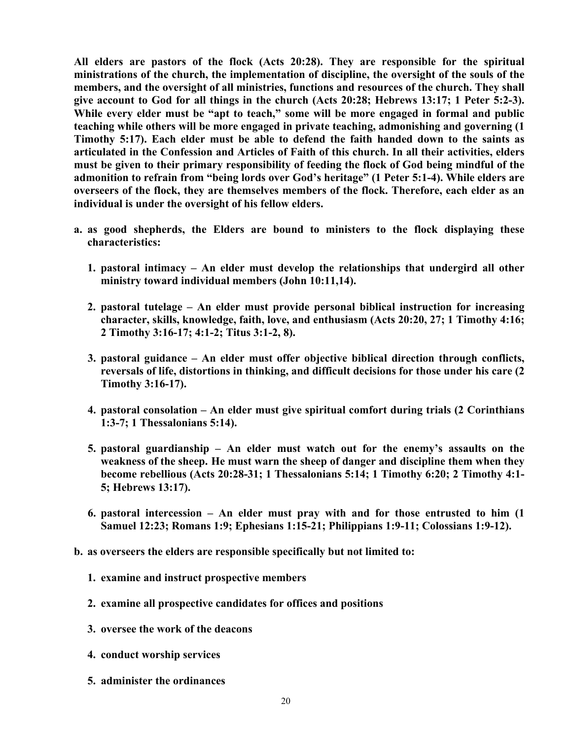**All elders are pastors of the flock (Acts 20:28). They are responsible for the spiritual ministrations of the church, the implementation of discipline, the oversight of the souls of the members, and the oversight of all ministries, functions and resources of the church. They shall give account to God for all things in the church (Acts 20:28; Hebrews 13:17; 1 Peter 5:2-3). While every elder must be "apt to teach," some will be more engaged in formal and public teaching while others will be more engaged in private teaching, admonishing and governing (1 Timothy 5:17). Each elder must be able to defend the faith handed down to the saints as articulated in the Confession and Articles of Faith of this church. In all their activities, elders must be given to their primary responsibility of feeding the flock of God being mindful of the admonition to refrain from "being lords over God's heritage" (1 Peter 5:1-4). While elders are overseers of the flock, they are themselves members of the flock. Therefore, each elder as an individual is under the oversight of his fellow elders.**

**a. as good shepherds, the Elders are bound to ministers to the flock displaying these characteristics:**

1. **pastoral intimacy – An elder must develop the relationships that undergird all other ministry toward individual members (John 10:11,14).**

2. **pastoral tutelage – An elder must provide personal biblical instruction for increasing character, skills, knowledge, faith, love, and enthusiasm (Acts 20:20, 27; 1 Timothy 4:16; 2 Timothy 3:16-17; 4:1-2; Titus 3:1-2, 8).**

3. **pastoral guidance – An elder must offer objective biblical direction through conflicts, reversals of life, distortions in thinking, and difficult decisions for those under his care (2 Timothy 3:16-17).**

4. **pastoral consolation – An elder must give spiritual comfort during trials (2 Corinthians 1:3-7; 1 Thessalonians 5:14).**

5. **pastoral guardianship – An elder must watch out for the enemy's assaults on the weakness of the sheep. He must warn the sheep of danger and discipline them when they become rebellious (Acts 20:28-31; 1 Thessalonians 5:14; 1 Timothy 6:20; 2 Timothy 4:1-5; Hebrews 13:17).**

6. **pastoral intercession – An elder must pray with and for those entrusted to him (1 Samuel 12:23; Romans 1:9; Ephesians 1:15-21; Philippians 1:9-11; Colossians 1:9-12).**

**b. as overseers the elders are responsible specifically but not limited to:**

1. **examine and instruct prospective members**

2. **examine all prospective candidates for offices and positions**

3. **oversee the work of the deacons**

4. **conduct worship services**

5. **administer the ordinances**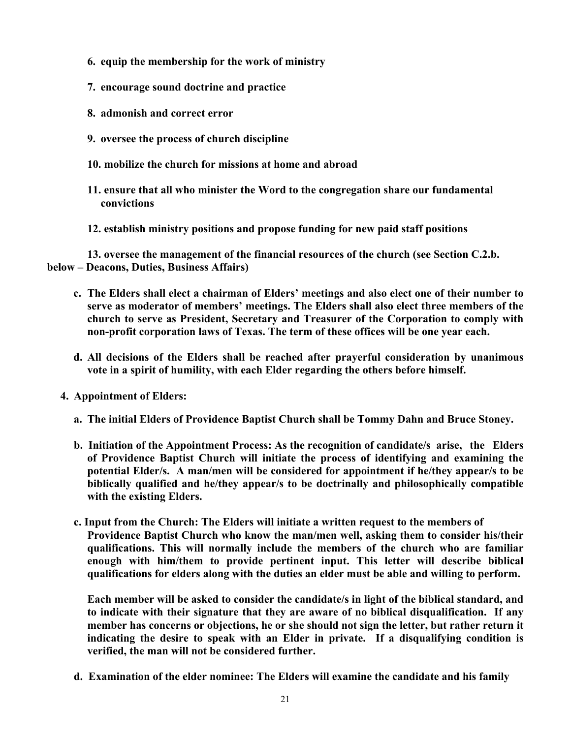**6. equip the membership for the work of ministry**

**7. encourage sound doctrine and practice**

**8. admonish and correct error**

**9. oversee the process of church discipline**

**10. mobilize the church for missions at home and abroad**

**11. ensure that all who minister the Word to the congregation share our fundamental convictions**

**12. establish ministry positions and propose funding for new paid staff positions**

**13. oversee the management of the financial resources of the church (see Section C.2.b. below – Deacons, Duties, Business Affairs)**

**c. The Elders shall elect a chairman of Elders' meetings and also elect one of their number to serve as moderator of members' meetings. The Elders shall also elect three members of the church to serve as President, Secretary and Treasurer of the Corporation to comply with non-profit corporation laws of Texas. The term of these offices will be one year each.**

**d. All decisions of the Elders shall be reached after prayerful consideration by unanimous vote in a spirit of humility, with each Elder regarding the others before himself.**

**4. Appointment of Elders:**

**a. The initial Elders of Providence Baptist Church shall be Tommy Dahn and Bruce Stoney.**

**b. Initiation of the Appointment Process: As the recognition of candidate/s arise, the Elders of Providence Baptist Church will initiate the process of identifying and examining the potential Elder/s. A man/men will be considered for appointment if he/they appear/s to be biblically qualified and he/they appear/s to be doctrinally and philosophically compatible with the existing Elders.**

**c. Input from the Church: The Elders will initiate a written request to the members of Providence Baptist Church who know the man/men well, asking them to consider his/their qualifications. This will normally include the members of the church who are familiar enough with him/them to provide pertinent input. This letter will describe biblical qualifications for elders along with the duties an elder must be able and willing to perform.**

**Each member will be asked to consider the candidate/s in light of the biblical standard, and to indicate with their signature that they are aware of no biblical disqualification. If any member has concerns or objections, he or she should not sign the letter, but rather return it indicating the desire to speak with an Elder in private. If a disqualifying condition is verified, the man will not be considered further.**

**d. Examination of the elder nominee: The Elders will examine the candidate and his family**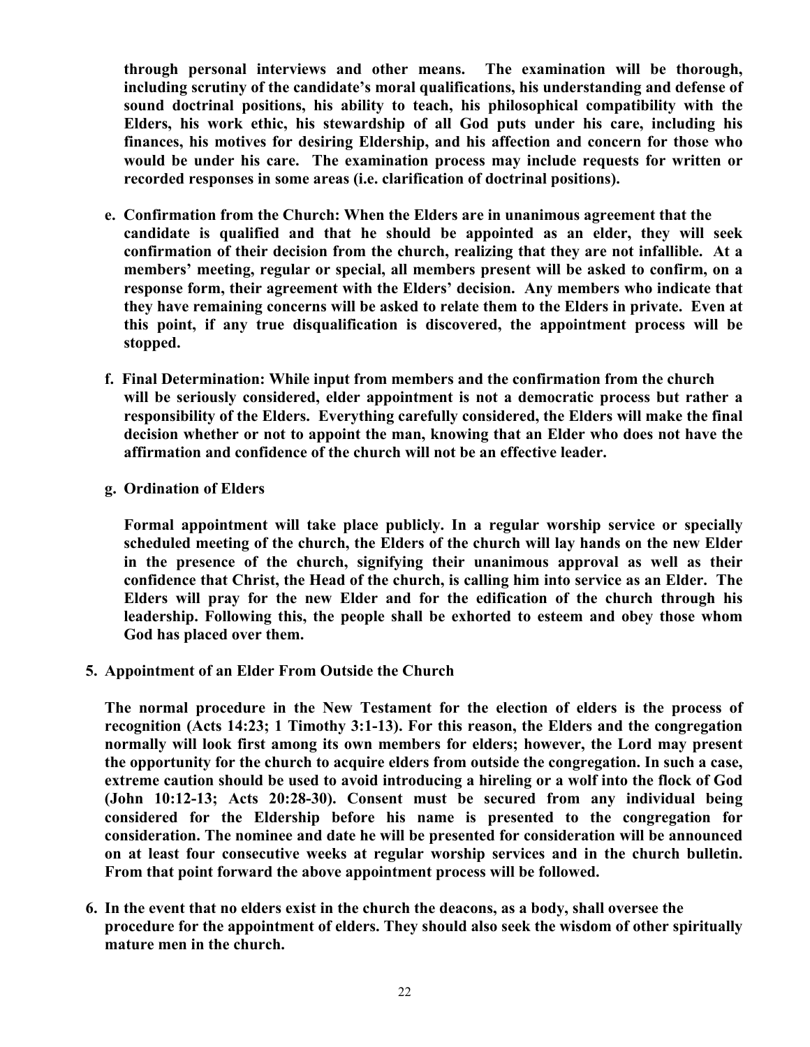**through personal interviews and other means. The examination will be thorough, including scrutiny of the candidate's moral qualifications, his understanding and defense of sound doctrinal positions, his ability to teach, his philosophical compatibility with the Elders, his work ethic, his stewardship of all God puts under his care, including his finances, his motives for desiring Eldership, and his affection and concern for those who would be under his care. The examination process may include requests for written or recorded responses in some areas (i.e. clarification of doctrinal positions).**

**e. Confirmation from the Church: When the Elders are in unanimous agreement that the candidate is qualified and that he should be appointed as an elder, they will seek confirmation of their decision from the church, realizing that they are not infallible. At a members' meeting, regular or special, all members present will be asked to confirm, on a response form, their agreement with the Elders' decision. Any members who indicate that they have remaining concerns will be asked to relate them to the Elders in private. Even at this point, if any true disqualification is discovered, the appointment process will be stopped.**

**f. Final Determination: While input from members and the confirmation from the church will be seriously considered, elder appointment is not a democratic process but rather a responsibility of the Elders. Everything carefully considered, the Elders will make the final decision whether or not to appoint the man, knowing that an Elder who does not have the affirmation and confidence of the church will not be an effective leader.**

**g. Ordination of Elders**

**Formal appointment will take place publicly. In a regular worship service or specially scheduled meeting of the church, the Elders of the church will lay hands on the new Elder in the presence of the church, signifying their unanimous approval as well as their confidence that Christ, the Head of the church, is calling him into service as an Elder. The Elders will pray for the new Elder and for the edification of the church through his leadership. Following this, the people shall be exhorted to esteem and obey those whom God has placed over them.**

**5. Appointment of an Elder From Outside the Church**

**The normal procedure in the New Testament for the election of elders is the process of recognition (Acts 14:23; 1 Timothy 3:1-13). For this reason, the Elders and the congregation normally will look first among its own members for elders; however, the Lord may present the opportunity for the church to acquire elders from outside the congregation. In such a case, extreme caution should be used to avoid introducing a hireling or a wolf into the flock of God (John 10:12-13; Acts 20:28-30). Consent must be secured from any individual being considered for the Eldership before his name is presented to the congregation for consideration. The nominee and date he will be presented for consideration will be announced on at least four consecutive weeks at regular worship services and in the church bulletin. From that point forward the above appointment process will be followed.**

**6. In the event that no elders exist in the church the deacons, as a body, shall oversee the procedure for the appointment of elders. They should also seek the wisdom of other spiritually mature men in the church.**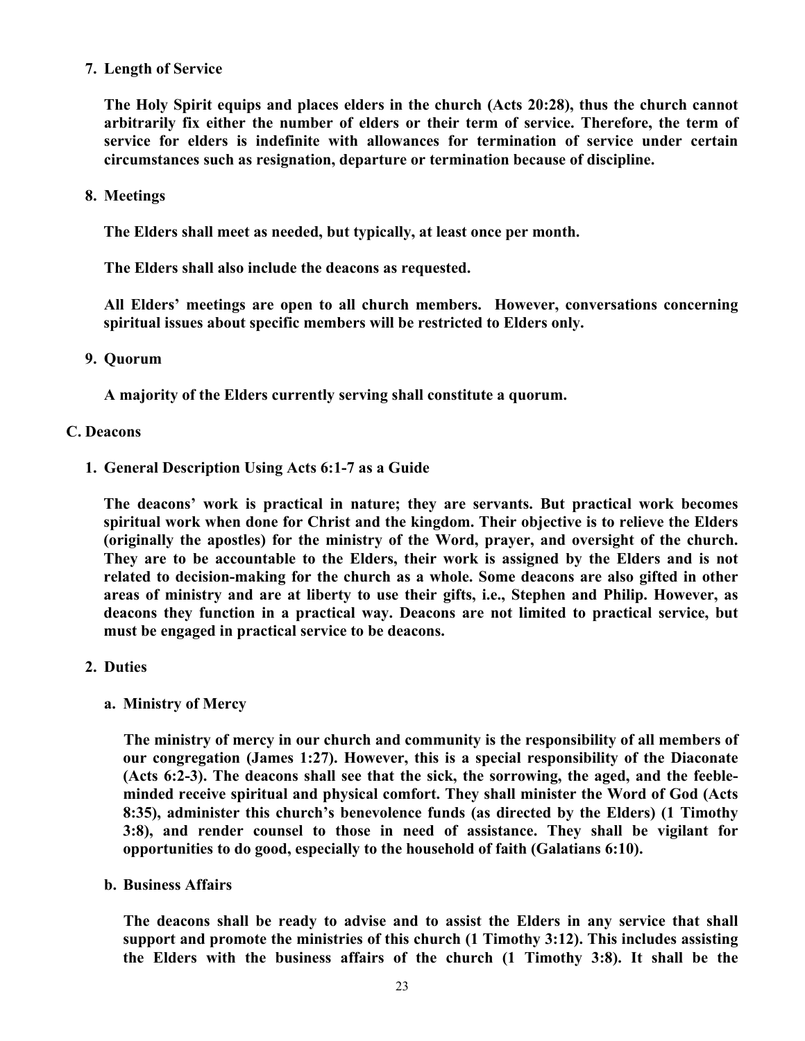7. **Length of Service**

   **The Holy Spirit equips and places elders in the church (Acts 20:28), thus the church cannot arbitrarily fix either the number of elders or their term of service. Therefore, the term of service for elders is indefinite with allowances for termination of service under certain circumstances such as resignation, departure or termination because of discipline.**

8. **Meetings**

   **The Elders shall meet as needed, but typically, at least once per month.**

   **The Elders shall also include the deacons as requested.**

   **All Elders' meetings are open to all church members. However, conversations concerning spiritual issues about specific members will be restricted to Elders only.**

9. **Quorum**

   **A majority of the Elders currently serving shall constitute a quorum.**

**C. Deacons**

1. **General Description Using Acts 6:1-7 as a Guide**

   **The deacons' work is practical in nature; they are servants. But practical work becomes spiritual work when done for Christ and the kingdom. Their objective is to relieve the Elders (originally the apostles) for the ministry of the Word, prayer, and oversight of the church. They are to be accountable to the Elders, their work is assigned by the Elders and is not related to decision-making for the church as a whole. Some deacons are also gifted in other areas of ministry and are at liberty to use their gifts, i.e., Stephen and Philip. However, as deacons they function in a practical way. Deacons are not limited to practical service, but must be engaged in practical service to be deacons.**

2. **Duties**

   a. **Ministry of Mercy**

      **The ministry of mercy in our church and community is the responsibility of all members of our congregation (James 1:27). However, this is a special responsibility of the Diaconate (Acts 6:2-3). The deacons shall see that the sick, the sorrowing, the aged, and the feeble-minded receive spiritual and physical comfort. They shall minister the Word of God (Acts 8:35), administer this church's benevolence funds (as directed by the Elders) (1 Timothy 3:8), and render counsel to those in need of assistance. They shall be vigilant for opportunities to do good, especially to the household of faith (Galatians 6:10).**

   b. **Business Affairs**

      **The deacons shall be ready to advise and to assist the Elders in any service that shall support and promote the ministries of this church (1 Timothy 3:12). This includes assisting the Elders with the business affairs of the church (1 Timothy 3:8). It shall be the**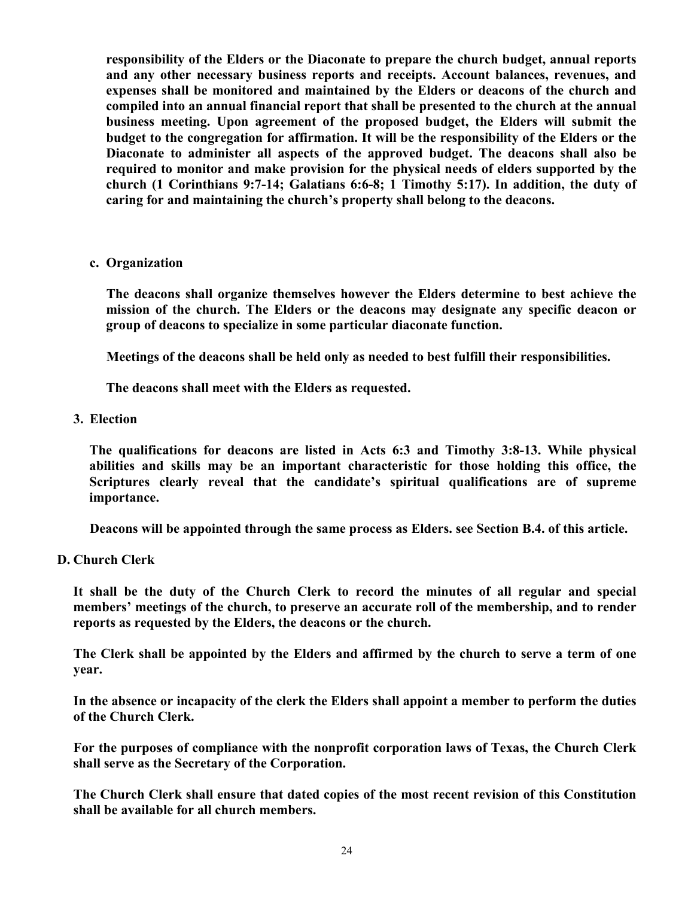**responsibility of the Elders or the Diaconate to prepare the church budget, annual reports and any other necessary business reports and receipts. Account balances, revenues, and expenses shall be monitored and maintained by the Elders or deacons of the church and compiled into an annual financial report that shall be presented to the church at the annual business meeting. Upon agreement of the proposed budget, the Elders will submit the budget to the congregation for affirmation. It will be the responsibility of the Elders or the Diaconate to administer all aspects of the approved budget. The deacons shall also be required to monitor and make provision for the physical needs of elders supported by the church (1 Corinthians 9:7-14; Galatians 6:6-8; 1 Timothy 5:17). In addition, the duty of caring for and maintaining the church's property shall belong to the deacons.**

**c. Organization**

**The deacons shall organize themselves however the Elders determine to best achieve the mission of the church. The Elders or the deacons may designate any specific deacon or group of deacons to specialize in some particular diaconate function.**

**Meetings of the deacons shall be held only as needed to best fulfill their responsibilities.**

**The deacons shall meet with the Elders as requested.**

**3. Election**

**The qualifications for deacons are listed in Acts 6:3 and Timothy 3:8-13. While physical abilities and skills may be an important characteristic for those holding this office, the Scriptures clearly reveal that the candidate's spiritual qualifications are of supreme importance.**

**Deacons will be appointed through the same process as Elders. see Section B.4. of this article.**

**D. Church Clerk**

**It shall be the duty of the Church Clerk to record the minutes of all regular and special members' meetings of the church, to preserve an accurate roll of the membership, and to render reports as requested by the Elders, the deacons or the church.**

**The Clerk shall be appointed by the Elders and affirmed by the church to serve a term of one year.**

**In the absence or incapacity of the clerk the Elders shall appoint a member to perform the duties of the Church Clerk.**

**For the purposes of compliance with the nonprofit corporation laws of Texas, the Church Clerk shall serve as the Secretary of the Corporation.**

**The Church Clerk shall ensure that dated copies of the most recent revision of this Constitution shall be available for all church members.**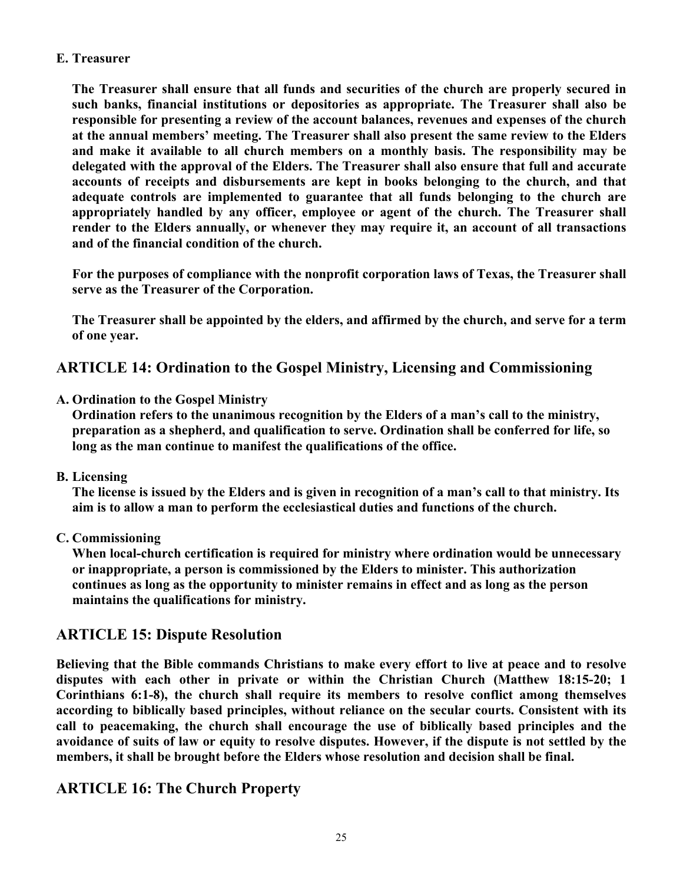### E. Treasurer

**The Treasurer shall ensure that all funds and securities of the church are properly secured in such banks, financial institutions or depositories as appropriate. The Treasurer shall also be responsible for presenting a review of the account balances, revenues and expenses of the church at the annual members' meeting. The Treasurer shall also present the same review to the Elders and make it available to all church members on a monthly basis. The responsibility may be delegated with the approval of the Elders. The Treasurer shall also ensure that full and accurate accounts of receipts and disbursements are kept in books belonging to the church, and that adequate controls are implemented to guarantee that all funds belonging to the church are appropriately handled by any officer, employee or agent of the church. The Treasurer shall render to the Elders annually, or whenever they may require it, an account of all transactions and of the financial condition of the church.**

**For the purposes of compliance with the nonprofit corporation laws of Texas, the Treasurer shall serve as the Treasurer of the Corporation.**

**The Treasurer shall be appointed by the elders, and affirmed by the church, and serve for a term of one year.**

## ARTICLE 14: Ordination to the Gospel Ministry, Licensing and Commissioning

### A. Ordination to the Gospel Ministry

**Ordination refers to the unanimous recognition by the Elders of a man's call to the ministry, preparation as a shepherd, and qualification to serve. Ordination shall be conferred for life, so long as the man continue to manifest the qualifications of the office.**

### B. Licensing

**The license is issued by the Elders and is given in recognition of a man's call to that ministry. Its aim is to allow a man to perform the ecclesiastical duties and functions of the church.**

### C. Commissioning

**When local-church certification is required for ministry where ordination would be unnecessary or inappropriate, a person is commissioned by the Elders to minister. This authorization continues as long as the opportunity to minister remains in effect and as long as the person maintains the qualifications for ministry.**

## ARTICLE 15: Dispute Resolution

**Believing that the Bible commands Christians to make every effort to live at peace and to resolve disputes with each other in private or within the Christian Church (Matthew 18:15-20; 1 Corinthians 6:1-8), the church shall require its members to resolve conflict among themselves according to biblically based principles, without reliance on the secular courts. Consistent with its call to peacemaking, the church shall encourage the use of biblically based principles and the avoidance of suits of law or equity to resolve disputes. However, if the dispute is not settled by the members, it shall be brought before the Elders whose resolution and decision shall be final.**

## ARTICLE 16: The Church Property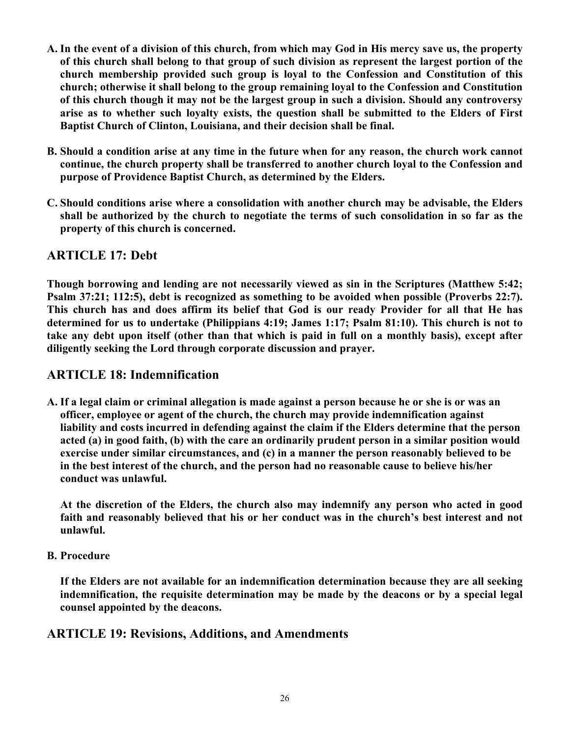**A. In the event of a division of this church, from which may God in His mercy save us, the property of this church shall belong to that group of such division as represent the largest portion of the church membership provided such group is loyal to the Confession and Constitution of this church; otherwise it shall belong to the group remaining loyal to the Confession and Constitution of this church though it may not be the largest group in such a division. Should any controversy arise as to whether such loyalty exists, the question shall be submitted to the Elders of First Baptist Church of Clinton, Louisiana, and their decision shall be final.**

**B. Should a condition arise at any time in the future when for any reason, the church work cannot continue, the church property shall be transferred to another church loyal to the Confession and purpose of Providence Baptist Church, as determined by the Elders.**

**C. Should conditions arise where a consolidation with another church may be advisable, the Elders shall be authorized by the church to negotiate the terms of such consolidation in so far as the property of this church is concerned.**

## ARTICLE 17: Debt

**Though borrowing and lending are not necessarily viewed as sin in the Scriptures (Matthew 5:42; Psalm 37:21; 112:5), debt is recognized as something to be avoided when possible (Proverbs 22:7). This church has and does affirm its belief that God is our ready Provider for all that He has determined for us to undertake (Philippians 4:19; James 1:17; Psalm 81:10). This church is not to take any debt upon itself (other than that which is paid in full on a monthly basis), except after diligently seeking the Lord through corporate discussion and prayer.**

## ARTICLE 18: Indemnification

**A. If a legal claim or criminal allegation is made against a person because he or she is or was an officer, employee or agent of the church, the church may provide indemnification against liability and costs incurred in defending against the claim if the Elders determine that the person acted (a) in good faith, (b) with the care an ordinarily prudent person in a similar position would exercise under similar circumstances, and (c) in a manner the person reasonably believed to be in the best interest of the church, and the person had no reasonable cause to believe his/her conduct was unlawful.**

**At the discretion of the Elders, the church also may indemnify any person who acted in good faith and reasonably believed that his or her conduct was in the church's best interest and not unlawful.**

**B. Procedure**

**If the Elders are not available for an indemnification determination because they are all seeking indemnification, the requisite determination may be made by the deacons or by a special legal counsel appointed by the deacons.**

## ARTICLE 19: Revisions, Additions, and Amendments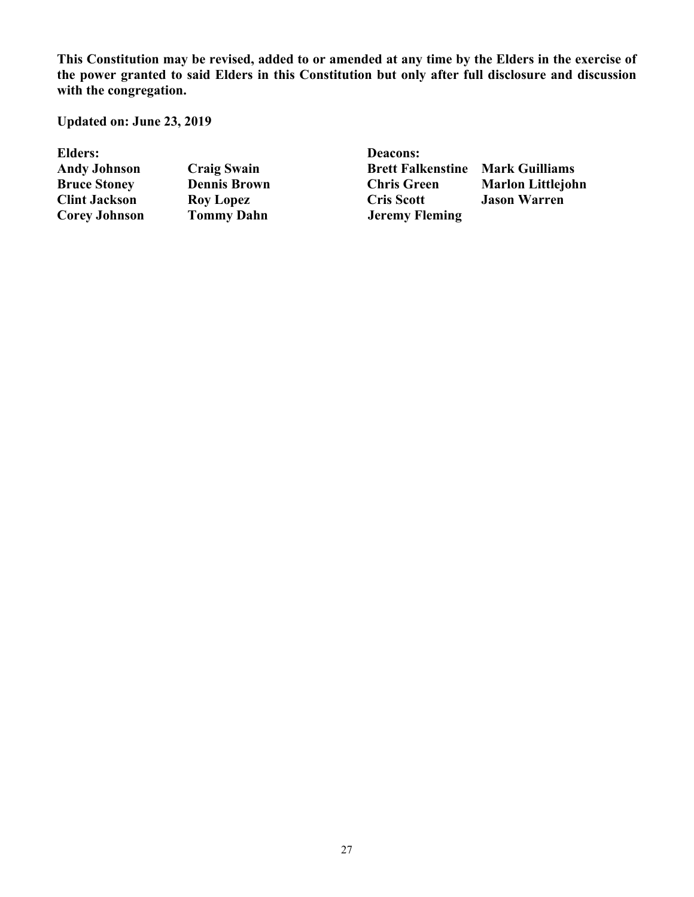**This Constitution may be revised, added to or amended at any time by the Elders in the exercise of the power granted to said Elders in this Constitution but only after full disclosure and discussion with the congregation.**

**Updated on: June 23, 2019**

| **Elders:** | | **Deacons:** | |
|---|---|---|---|
| **Andy Johnson** | **Craig Swain** | **Brett Falkenstine** | **Mark Guilliams** |
| **Bruce Stoney** | **Dennis Brown** | **Chris Green** | **Marlon Littlejohn** |
| **Clint Jackson** | **Roy Lopez** | **Cris Scott** | **Jason Warren** |
| **Corey Johnson** | **Tommy Dahn** | **Jeremy Fleming** | |